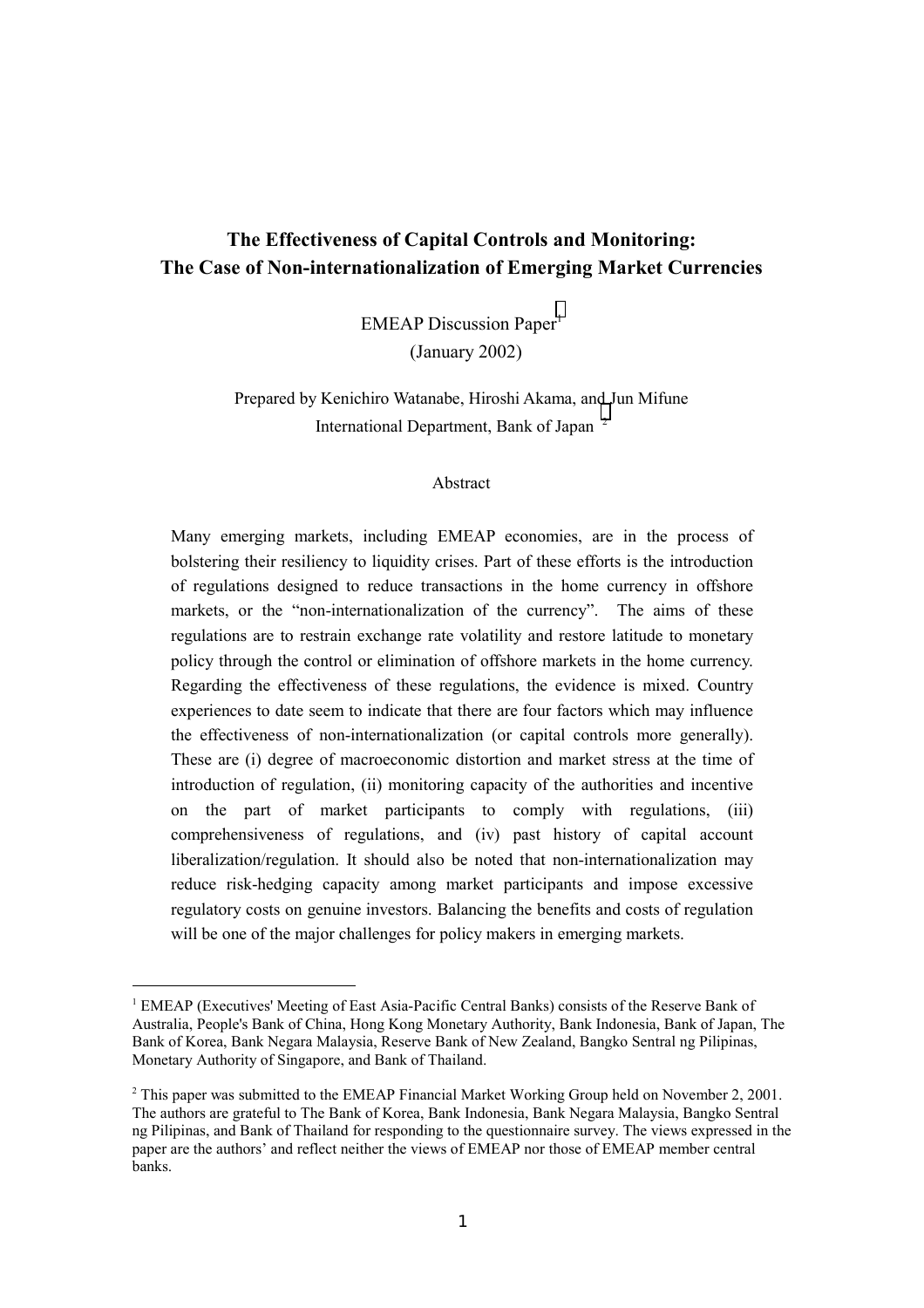# The Effectiveness of Capital Controls and Monitoring: The Case of Non-internationalization of Emerging Market Currencies

EMEAP Discussion Paper[1]

(January 2002)

Prepared by Kenichiro Watanabe, Hiroshi Akama, and Jun Mifune

International Department, Bank of Japan [2]

## Abstract

Many emerging markets, including EMEAP economies, are in the process of bolstering their resiliency to liquidity crises. Part of these efforts is the introduction of regulations designed to reduce transactions in the home currency in offshore markets, or the "non-internationalization of the currency". The aims of these regulations are to restrain exchange rate volatility and restore latitude to monetary policy through the control or elimination of offshore markets in the home currency. Regarding the effectiveness of these regulations, the evidence is mixed. Country experiences to date seem to indicate that there are four factors which may influence the effectiveness of non-internationalization (or capital controls more generally). These are (i) degree of macroeconomic distortion and market stress at the time of introduction of regulation, (ii) monitoring capacity of the authorities and incentive on the part of market participants to comply with regulations, (iii) comprehensiveness of regulations, and (iv) past history of capital account liberalization/regulation. It should also be noted that non-internationalization may reduce risk-hedging capacity among market participants and impose excessive regulatory costs on genuine investors. Balancing the benefits and costs of regulation will be one of the major challenges for policy makers in emerging markets.

---

[1] EMEAP (Executives' Meeting of East Asia-Pacific Central Banks) consists of the Reserve Bank of Australia, People's Bank of China, Hong Kong Monetary Authority, Bank Indonesia, Bank of Japan, The Bank of Korea, Bank Negara Malaysia, Reserve Bank of New Zealand, Bangko Sentral ng Pilipinas, Monetary Authority of Singapore, and Bank of Thailand.

[2] This paper was submitted to the EMEAP Financial Market Working Group held on November 2, 2001. The authors are grateful to The Bank of Korea, Bank Indonesia, Bank Negara Malaysia, Bangko Sentral ng Pilipinas, and Bank of Thailand for responding to the questionnaire survey. The views expressed in the paper are the authors' and reflect neither the views of EMEAP nor those of EMEAP member central banks.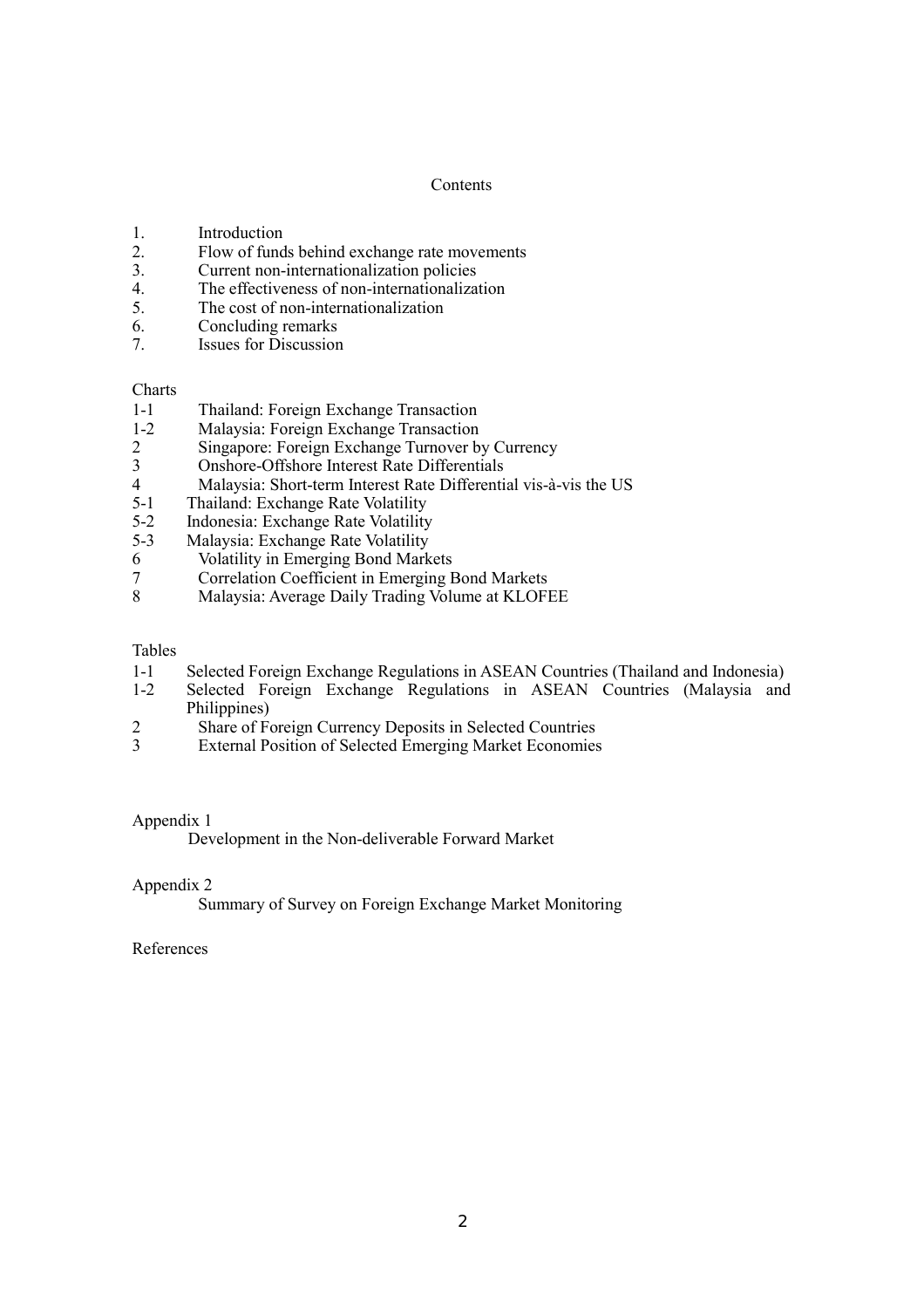# Contents

1. Introduction
2. Flow of funds behind exchange rate movements
3. Current non-internationalization policies
4. The effectiveness of non-internationalization
5. The cost of non-internationalization
6. Concluding remarks
7. Issues for Discussion

## Charts

- 1-1 Thailand: Foreign Exchange Transaction
- 1-2 Malaysia: Foreign Exchange Transaction
- 2 Singapore: Foreign Exchange Turnover by Currency
- 3 Onshore-Offshore Interest Rate Differentials
- 4 Malaysia: Short-term Interest Rate Differential vis-à-vis the US
- 5-1 Thailand: Exchange Rate Volatility
- 5-2 Indonesia: Exchange Rate Volatility
- 5-3 Malaysia: Exchange Rate Volatility
- 6 Volatility in Emerging Bond Markets
- 7 Correlation Coefficient in Emerging Bond Markets
- 8 Malaysia: Average Daily Trading Volume at KLOFEE

## Tables

- 1-1 Selected Foreign Exchange Regulations in ASEAN Countries (Thailand and Indonesia)
- 1-2 Selected Foreign Exchange Regulations in ASEAN Countries (Malaysia and Philippines)
- 2 Share of Foreign Currency Deposits in Selected Countries
- 3 External Position of Selected Emerging Market Economies

## Appendix 1

Development in the Non-deliverable Forward Market

## Appendix 2

Summary of Survey on Foreign Exchange Market Monitoring

## References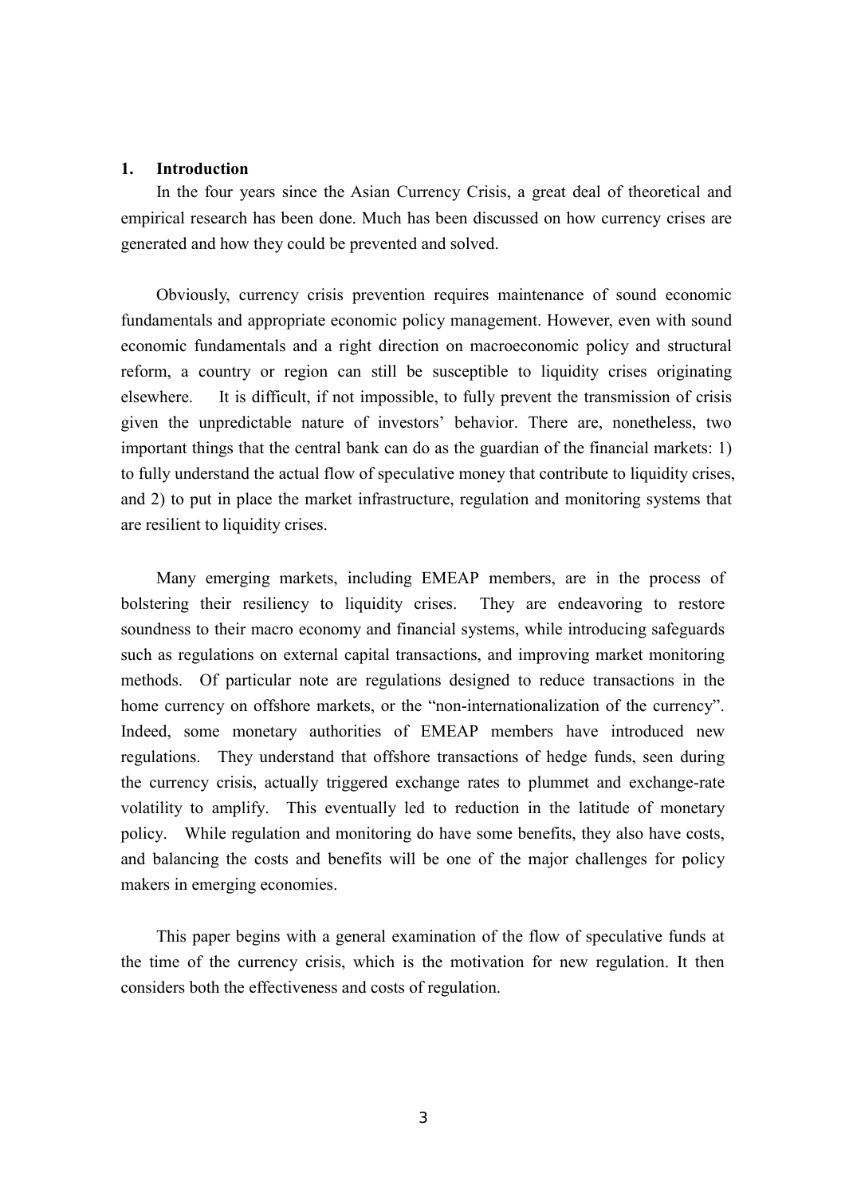## 1. Introduction

In the four years since the Asian Currency Crisis, a great deal of theoretical and empirical research has been done. Much has been discussed on how currency crises are generated and how they could be prevented and solved.

Obviously, currency crisis prevention requires maintenance of sound economic fundamentals and appropriate economic policy management. However, even with sound economic fundamentals and a right direction on macroeconomic policy and structural reform, a country or region can still be susceptible to liquidity crises originating elsewhere. It is difficult, if not impossible, to fully prevent the transmission of crisis given the unpredictable nature of investors' behavior. There are, nonetheless, two important things that the central bank can do as the guardian of the financial markets: 1) to fully understand the actual flow of speculative money that contribute to liquidity crises, and 2) to put in place the market infrastructure, regulation and monitoring systems that are resilient to liquidity crises.

Many emerging markets, including EMEAP members, are in the process of bolstering their resiliency to liquidity crises. They are endeavoring to restore soundness to their macro economy and financial systems, while introducing safeguards such as regulations on external capital transactions, and improving market monitoring methods. Of particular note are regulations designed to reduce transactions in the home currency on offshore markets, or the "non-internationalization of the currency". Indeed, some monetary authorities of EMEAP members have introduced new regulations. They understand that offshore transactions of hedge funds, seen during the currency crisis, actually triggered exchange rates to plummet and exchange-rate volatility to amplify. This eventually led to reduction in the latitude of monetary policy. While regulation and monitoring do have some benefits, they also have costs, and balancing the costs and benefits will be one of the major challenges for policy makers in emerging economies.

This paper begins with a general examination of the flow of speculative funds at the time of the currency crisis, which is the motivation for new regulation. It then considers both the effectiveness and costs of regulation.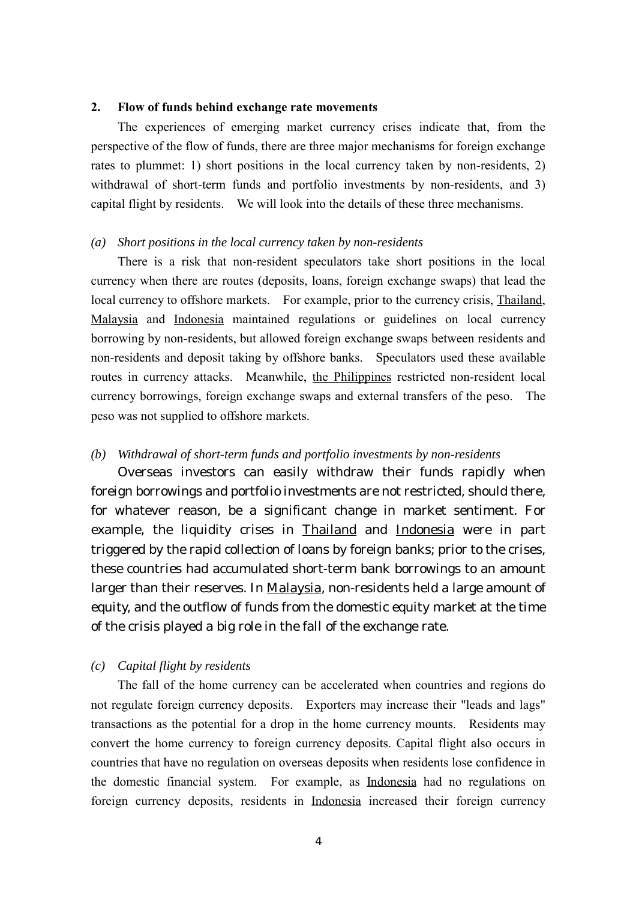## 2. Flow of funds behind exchange rate movements

The experiences of emerging market currency crises indicate that, from the perspective of the flow of funds, there are three major mechanisms for foreign exchange rates to plummet: 1) short positions in the local currency taken by non-residents, 2) withdrawal of short-term funds and portfolio investments by non-residents, and 3) capital flight by residents. We will look into the details of these three mechanisms.

*(a) Short positions in the local currency taken by non-residents*

There is a risk that non-resident speculators take short positions in the local currency when there are routes (deposits, loans, foreign exchange swaps) that lead the local currency to offshore markets. For example, prior to the currency crisis, Thailand, Malaysia and Indonesia maintained regulations or guidelines on local currency borrowing by non-residents, but allowed foreign exchange swaps between residents and non-residents and deposit taking by offshore banks. Speculators used these available routes in currency attacks. Meanwhile, the Philippines restricted non-resident local currency borrowings, foreign exchange swaps and external transfers of the peso. The peso was not supplied to offshore markets.

*(b) Withdrawal of short-term funds and portfolio investments by non-residents*

Overseas investors can easily withdraw their funds rapidly when foreign borrowings and portfolio investments are not restricted, should there, for whatever reason, be a significant change in market sentiment. For example, the liquidity crises in Thailand and Indonesia were in part triggered by the rapid collection of loans by foreign banks; prior to the crises, these countries had accumulated short-term bank borrowings to an amount larger than their reserves. In Malaysia, non-residents held a large amount of equity, and the outflow of funds from the domestic equity market at the time of the crisis played a big role in the fall of the exchange rate.

*(c) Capital flight by residents*

The fall of the home currency can be accelerated when countries and regions do not regulate foreign currency deposits. Exporters may increase their "leads and lags" transactions as the potential for a drop in the home currency mounts. Residents may convert the home currency to foreign currency deposits. Capital flight also occurs in countries that have no regulation on overseas deposits when residents lose confidence in the domestic financial system. For example, as Indonesia had no regulations on foreign currency deposits, residents in Indonesia increased their foreign currency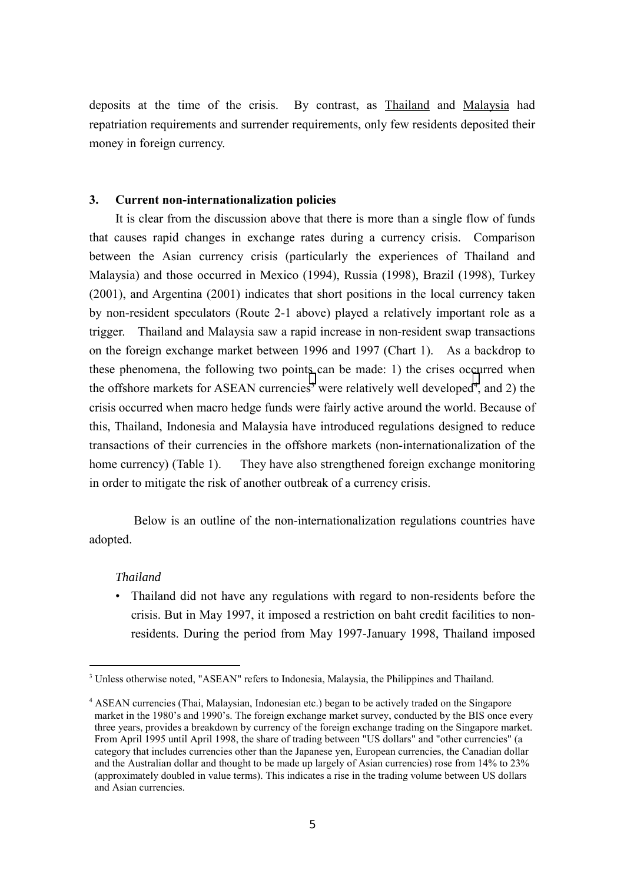deposits at the time of the crisis. By contrast, as Thailand and Malaysia had repatriation requirements and surrender requirements, only few residents deposited their money in foreign currency.

### 3. Current non-internationalization policies

It is clear from the discussion above that there is more than a single flow of funds that causes rapid changes in exchange rates during a currency crisis. Comparison between the Asian currency crisis (particularly the experiences of Thailand and Malaysia) and those occurred in Mexico (1994), Russia (1998), Brazil (1998), Turkey (2001), and Argentina (2001) indicates that short positions in the local currency taken by non-resident speculators (Route 2-1 above) played a relatively important role as a trigger. Thailand and Malaysia saw a rapid increase in non-resident swap transactions on the foreign exchange market between 1996 and 1997 (Chart 1). As a backdrop to these phenomena, the following two points can be made: 1) the crises occurred when the offshore markets for ASEAN currencies[3] were relatively well developed[4], and 2) the crisis occurred when macro hedge funds were fairly active around the world. Because of this, Thailand, Indonesia and Malaysia have introduced regulations designed to reduce transactions of their currencies in the offshore markets (non-internationalization of the home currency) (Table 1). They have also strengthened foreign exchange monitoring in order to mitigate the risk of another outbreak of a currency crisis.

Below is an outline of the non-internationalization regulations countries have adopted.

*Thailand*

- Thailand did not have any regulations with regard to non-residents before the crisis. But in May 1997, it imposed a restriction on baht credit facilities to non-residents. During the period from May 1997-January 1998, Thailand imposed

---

[3] Unless otherwise noted, "ASEAN" refers to Indonesia, Malaysia, the Philippines and Thailand.

[4] ASEAN currencies (Thai, Malaysian, Indonesian etc.) began to be actively traded on the Singapore market in the 1980's and 1990's. The foreign exchange market survey, conducted by the BIS once every three years, provides a breakdown by currency of the foreign exchange trading on the Singapore market. From April 1995 until April 1998, the share of trading between "US dollars" and "other currencies" (a category that includes currencies other than the Japanese yen, European currencies, the Canadian dollar and the Australian dollar and thought to be made up largely of Asian currencies) rose from 14% to 23% (approximately doubled in value terms). This indicates a rise in the trading volume between US dollars and Asian currencies.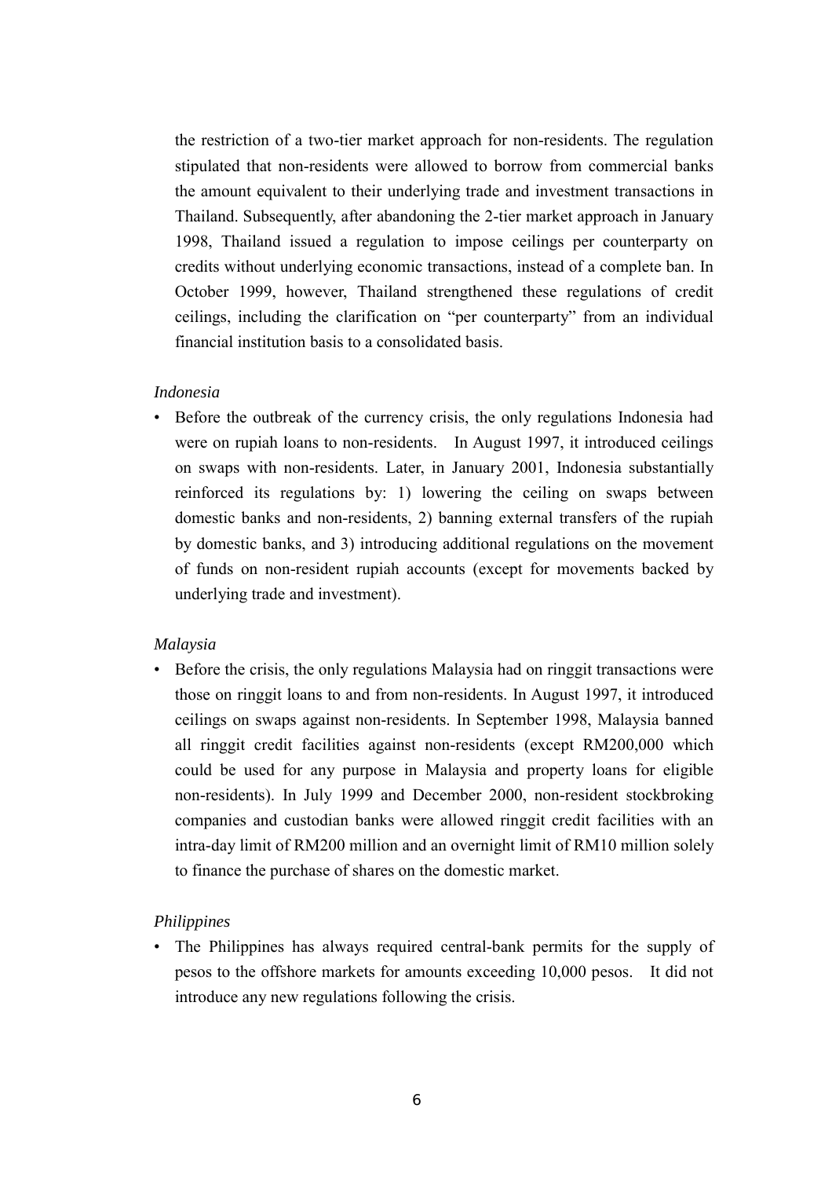the restriction of a two-tier market approach for non-residents. The regulation stipulated that non-residents were allowed to borrow from commercial banks the amount equivalent to their underlying trade and investment transactions in Thailand. Subsequently, after abandoning the 2-tier market approach in January 1998, Thailand issued a regulation to impose ceilings per counterparty on credits without underlying economic transactions, instead of a complete ban. In October 1999, however, Thailand strengthened these regulations of credit ceilings, including the clarification on "per counterparty" from an individual financial institution basis to a consolidated basis.

*Indonesia*

- Before the outbreak of the currency crisis, the only regulations Indonesia had were on rupiah loans to non-residents. In August 1997, it introduced ceilings on swaps with non-residents. Later, in January 2001, Indonesia substantially reinforced its regulations by: 1) lowering the ceiling on swaps between domestic banks and non-residents, 2) banning external transfers of the rupiah by domestic banks, and 3) introducing additional regulations on the movement of funds on non-resident rupiah accounts (except for movements backed by underlying trade and investment).

*Malaysia*

- Before the crisis, the only regulations Malaysia had on ringgit transactions were those on ringgit loans to and from non-residents. In August 1997, it introduced ceilings on swaps against non-residents. In September 1998, Malaysia banned all ringgit credit facilities against non-residents (except RM200,000 which could be used for any purpose in Malaysia and property loans for eligible non-residents). In July 1999 and December 2000, non-resident stockbroking companies and custodian banks were allowed ringgit credit facilities with an intra-day limit of RM200 million and an overnight limit of RM10 million solely to finance the purchase of shares on the domestic market.

*Philippines*

- The Philippines has always required central-bank permits for the supply of pesos to the offshore markets for amounts exceeding 10,000 pesos. It did not introduce any new regulations following the crisis.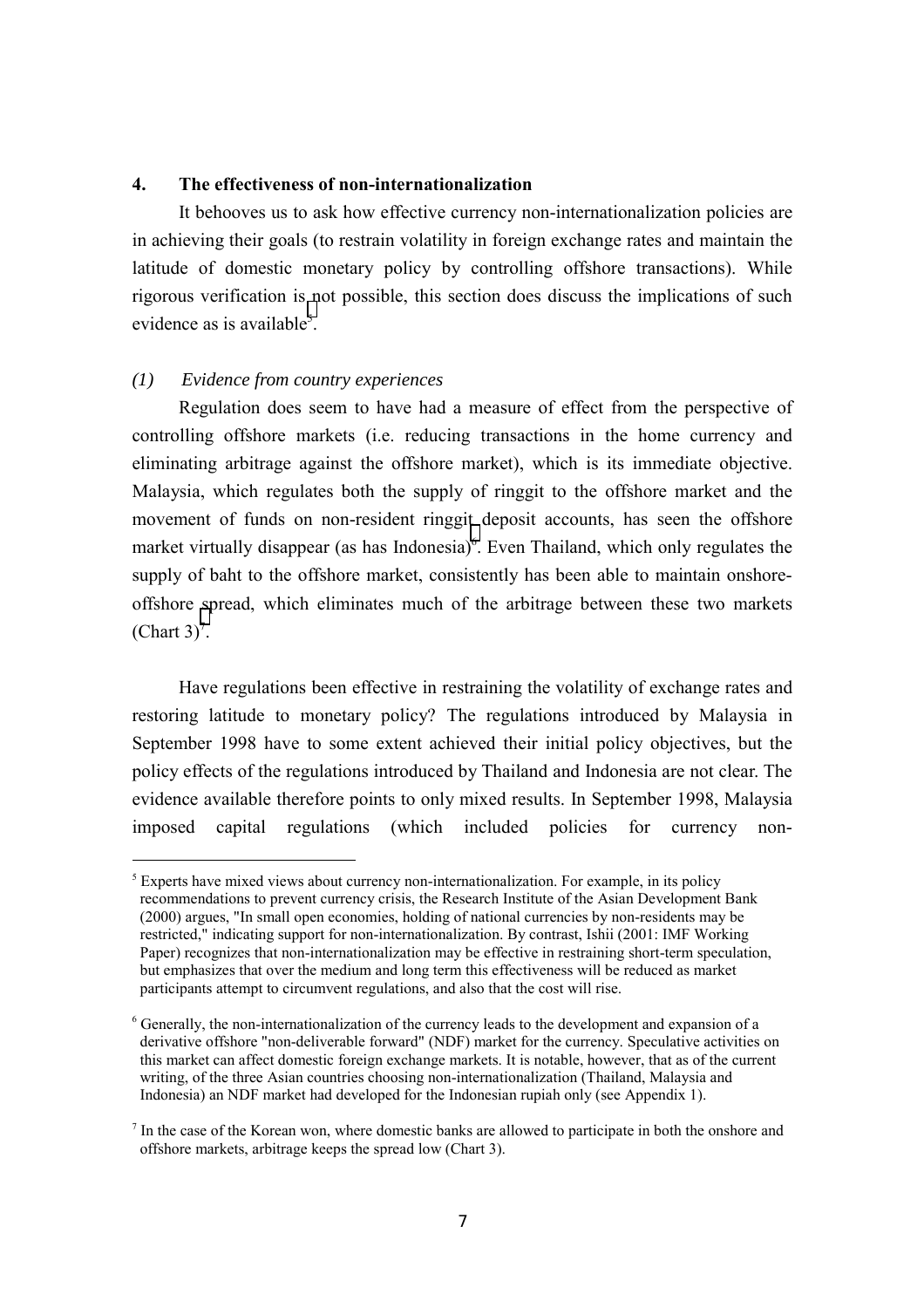## 4. The effectiveness of non-internationalization

It behooves us to ask how effective currency non-internationalization policies are in achieving their goals (to restrain volatility in foreign exchange rates and maintain the latitude of domestic monetary policy by controlling offshore transactions). While rigorous verification is not possible, this section does discuss the implications of such evidence as is available[5].

### *(1) Evidence from country experiences*

Regulation does seem to have had a measure of effect from the perspective of controlling offshore markets (i.e. reducing transactions in the home currency and eliminating arbitrage against the offshore market), which is its immediate objective. Malaysia, which regulates both the supply of ringgit to the offshore market and the movement of funds on non-resident ringgit deposit accounts, has seen the offshore market virtually disappear (as has Indonesia)[6]. Even Thailand, which only regulates the supply of baht to the offshore market, consistently has been able to maintain onshore-offshore spread, which eliminates much of the arbitrage between these two markets (Chart 3)[7].

Have regulations been effective in restraining the volatility of exchange rates and restoring latitude to monetary policy? The regulations introduced by Malaysia in September 1998 have to some extent achieved their initial policy objectives, but the policy effects of the regulations introduced by Thailand and Indonesia are not clear. The evidence available therefore points to only mixed results. In September 1998, Malaysia imposed capital regulations (which included policies for currency non-

---

[5] Experts have mixed views about currency non-internationalization. For example, in its policy recommendations to prevent currency crisis, the Research Institute of the Asian Development Bank (2000) argues, "In small open economies, holding of national currencies by non-residents may be restricted," indicating support for non-internationalization. By contrast, Ishii (2001: IMF Working Paper) recognizes that non-internationalization may be effective in restraining short-term speculation, but emphasizes that over the medium and long term this effectiveness will be reduced as market participants attempt to circumvent regulations, and also that the cost will rise.

[6] Generally, the non-internationalization of the currency leads to the development and expansion of a derivative offshore "non-deliverable forward" (NDF) market for the currency. Speculative activities on this market can affect domestic foreign exchange markets. It is notable, however, that as of the current writing, of the three Asian countries choosing non-internationalization (Thailand, Malaysia and Indonesia) an NDF market had developed for the Indonesian rupiah only (see Appendix 1).

[7] In the case of the Korean won, where domestic banks are allowed to participate in both the onshore and offshore markets, arbitrage keeps the spread low (Chart 3).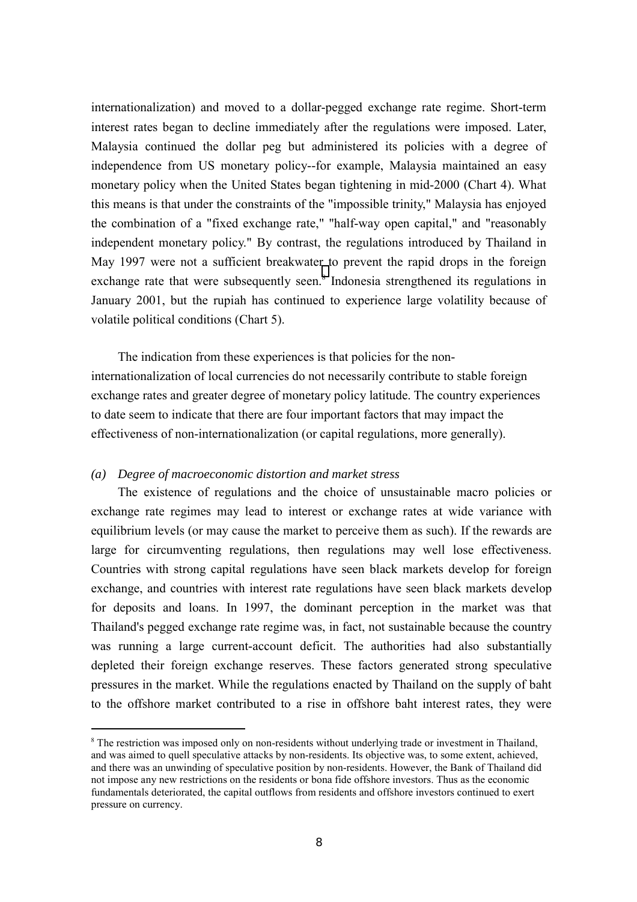internationalization) and moved to a dollar-pegged exchange rate regime. Short-term interest rates began to decline immediately after the regulations were imposed. Later, Malaysia continued the dollar peg but administered its policies with a degree of independence from US monetary policy--for example, Malaysia maintained an easy monetary policy when the United States began tightening in mid-2000 (Chart 4). What this means is that under the constraints of the "impossible trinity," Malaysia has enjoyed the combination of a "fixed exchange rate," "half-way open capital," and "reasonably independent monetary policy." By contrast, the regulations introduced by Thailand in May 1997 were not a sufficient breakwater to prevent the rapid drops in the foreign exchange rate that were subsequently seen.[8] Indonesia strengthened its regulations in January 2001, but the rupiah has continued to experience large volatility because of volatile political conditions (Chart 5).

The indication from these experiences is that policies for the non-internationalization of local currencies do not necessarily contribute to stable foreign exchange rates and greater degree of monetary policy latitude. The country experiences to date seem to indicate that there are four important factors that may impact the effectiveness of non-internationalization (or capital regulations, more generally).

*(a) Degree of macroeconomic distortion and market stress*

The existence of regulations and the choice of unsustainable macro policies or exchange rate regimes may lead to interest or exchange rates at wide variance with equilibrium levels (or may cause the market to perceive them as such). If the rewards are large for circumventing regulations, then regulations may well lose effectiveness. Countries with strong capital regulations have seen black markets develop for foreign exchange, and countries with interest rate regulations have seen black markets develop for deposits and loans. In 1997, the dominant perception in the market was that Thailand's pegged exchange rate regime was, in fact, not sustainable because the country was running a large current-account deficit. The authorities had also substantially depleted their foreign exchange reserves. These factors generated strong speculative pressures in the market. While the regulations enacted by Thailand on the supply of baht to the offshore market contributed to a rise in offshore baht interest rates, they were

---

[8] The restriction was imposed only on non-residents without underlying trade or investment in Thailand, and was aimed to quell speculative attacks by non-residents. Its objective was, to some extent, achieved, and there was an unwinding of speculative position by non-residents. However, the Bank of Thailand did not impose any new restrictions on the residents or bona fide offshore investors. Thus as the economic fundamentals deteriorated, the capital outflows from residents and offshore investors continued to exert pressure on currency.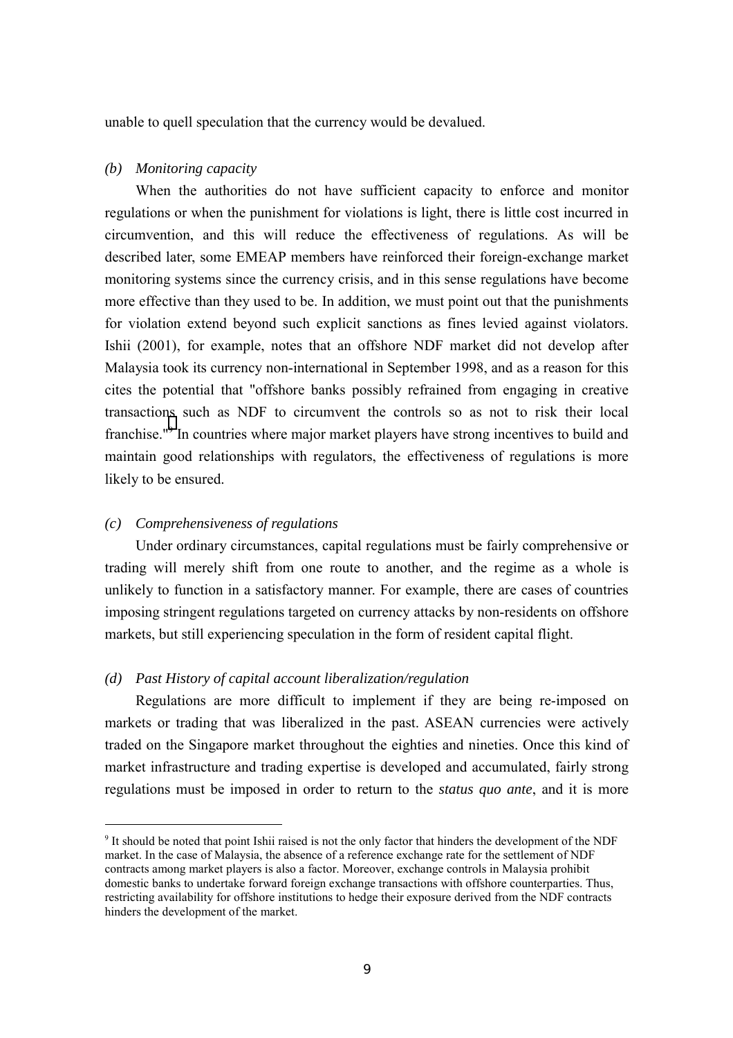unable to quell speculation that the currency would be devalued.

*(b) Monitoring capacity*

When the authorities do not have sufficient capacity to enforce and monitor regulations or when the punishment for violations is light, there is little cost incurred in circumvention, and this will reduce the effectiveness of regulations. As will be described later, some EMEAP members have reinforced their foreign-exchange market monitoring systems since the currency crisis, and in this sense regulations have become more effective than they used to be. In addition, we must point out that the punishments for violation extend beyond such explicit sanctions as fines levied against violators. Ishii (2001), for example, notes that an offshore NDF market did not develop after Malaysia took its currency non-international in September 1998, and as a reason for this cites the potential that "offshore banks possibly refrained from engaging in creative transactions such as NDF to circumvent the controls so as not to risk their local franchise."[9] In countries where major market players have strong incentives to build and maintain good relationships with regulators, the effectiveness of regulations is more likely to be ensured.

*(c) Comprehensiveness of regulations*

Under ordinary circumstances, capital regulations must be fairly comprehensive or trading will merely shift from one route to another, and the regime as a whole is unlikely to function in a satisfactory manner. For example, there are cases of countries imposing stringent regulations targeted on currency attacks by non-residents on offshore markets, but still experiencing speculation in the form of resident capital flight.

*(d) Past History of capital account liberalization/regulation*

Regulations are more difficult to implement if they are being re-imposed on markets or trading that was liberalized in the past. ASEAN currencies were actively traded on the Singapore market throughout the eighties and nineties. Once this kind of market infrastructure and trading expertise is developed and accumulated, fairly strong regulations must be imposed in order to return to the *status quo ante*, and it is more

---

[9] It should be noted that point Ishii raised is not the only factor that hinders the development of the NDF market. In the case of Malaysia, the absence of a reference exchange rate for the settlement of NDF contracts among market players is also a factor. Moreover, exchange controls in Malaysia prohibit domestic banks to undertake forward foreign exchange transactions with offshore counterparties. Thus, restricting availability for offshore institutions to hedge their exposure derived from the NDF contracts hinders the development of the market.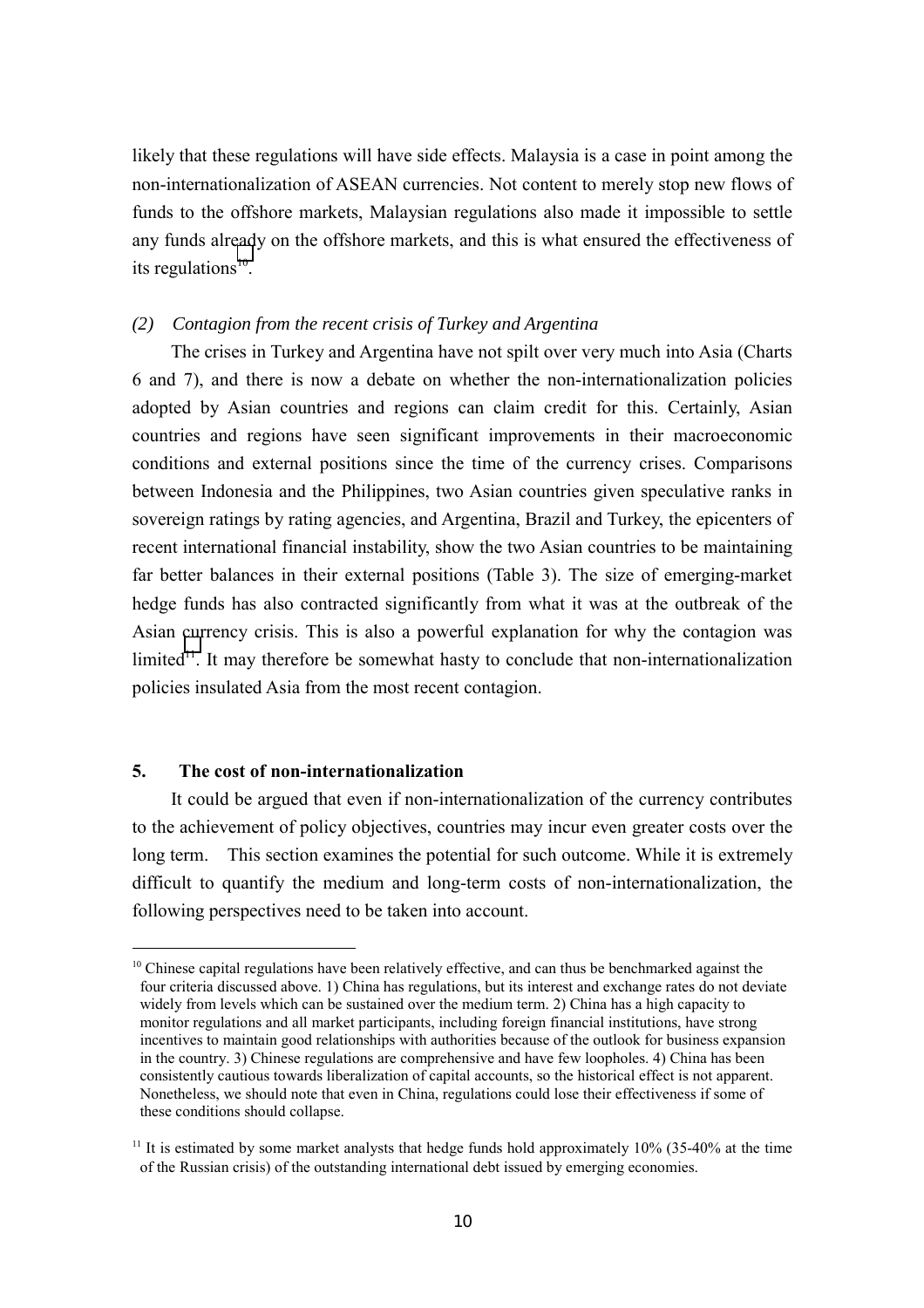likely that these regulations will have side effects. Malaysia is a case in point among the non-internationalization of ASEAN currencies. Not content to merely stop new flows of funds to the offshore markets, Malaysian regulations also made it impossible to settle any funds already on the offshore markets, and this is what ensured the effectiveness of its regulations[10].

### *(2) Contagion from the recent crisis of Turkey and Argentina*

The crises in Turkey and Argentina have not spilt over very much into Asia (Charts 6 and 7), and there is now a debate on whether the non-internationalization policies adopted by Asian countries and regions can claim credit for this. Certainly, Asian countries and regions have seen significant improvements in their macroeconomic conditions and external positions since the time of the currency crises. Comparisons between Indonesia and the Philippines, two Asian countries given speculative ranks in sovereign ratings by rating agencies, and Argentina, Brazil and Turkey, the epicenters of recent international financial instability, show the two Asian countries to be maintaining far better balances in their external positions (Table 3). The size of emerging-market hedge funds has also contracted significantly from what it was at the outbreak of the Asian currency crisis. This is also a powerful explanation for why the contagion was limited[11]. It may therefore be somewhat hasty to conclude that non-internationalization policies insulated Asia from the most recent contagion.

## 5. The cost of non-internationalization

It could be argued that even if non-internationalization of the currency contributes to the achievement of policy objectives, countries may incur even greater costs over the long term. This section examines the potential for such outcome. While it is extremely difficult to quantify the medium and long-term costs of non-internationalization, the following perspectives need to be taken into account.

---

[10] Chinese capital regulations have been relatively effective, and can thus be benchmarked against the four criteria discussed above. 1) China has regulations, but its interest and exchange rates do not deviate widely from levels which can be sustained over the medium term. 2) China has a high capacity to monitor regulations and all market participants, including foreign financial institutions, have strong incentives to maintain good relationships with authorities because of the outlook for business expansion in the country. 3) Chinese regulations are comprehensive and have few loopholes. 4) China has been consistently cautious towards liberalization of capital accounts, so the historical effect is not apparent. Nonetheless, we should note that even in China, regulations could lose their effectiveness if some of these conditions should collapse.

[11] It is estimated by some market analysts that hedge funds hold approximately 10% (35-40% at the time of the Russian crisis) of the outstanding international debt issued by emerging economies.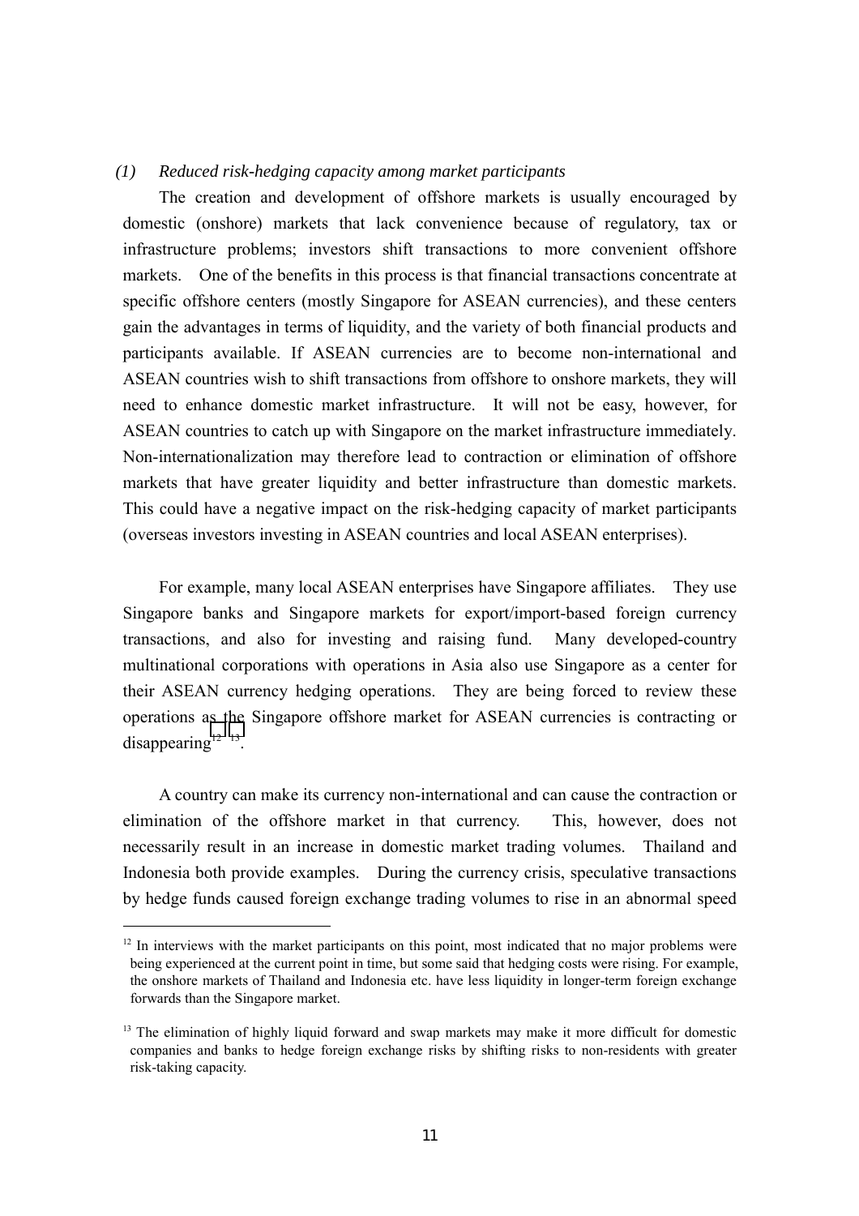*(1) Reduced risk-hedging capacity among market participants*

The creation and development of offshore markets is usually encouraged by domestic (onshore) markets that lack convenience because of regulatory, tax or infrastructure problems; investors shift transactions to more convenient offshore markets. One of the benefits in this process is that financial transactions concentrate at specific offshore centers (mostly Singapore for ASEAN currencies), and these centers gain the advantages in terms of liquidity, and the variety of both financial products and participants available. If ASEAN currencies are to become non-international and ASEAN countries wish to shift transactions from offshore to onshore markets, they will need to enhance domestic market infrastructure. It will not be easy, however, for ASEAN countries to catch up with Singapore on the market infrastructure immediately. Non-internationalization may therefore lead to contraction or elimination of offshore markets that have greater liquidity and better infrastructure than domestic markets. This could have a negative impact on the risk-hedging capacity of market participants (overseas investors investing in ASEAN countries and local ASEAN enterprises).

For example, many local ASEAN enterprises have Singapore affiliates. They use Singapore banks and Singapore markets for export/import-based foreign currency transactions, and also for investing and raising fund. Many developed-country multinational corporations with operations in Asia also use Singapore as a center for their ASEAN currency hedging operations. They are being forced to review these operations as the Singapore offshore market for ASEAN currencies is contracting or disappearing[12] [13].

A country can make its currency non-international and can cause the contraction or elimination of the offshore market in that currency. This, however, does not necessarily result in an increase in domestic market trading volumes. Thailand and Indonesia both provide examples. During the currency crisis, speculative transactions by hedge funds caused foreign exchange trading volumes to rise in an abnormal speed

---

[12] In interviews with the market participants on this point, most indicated that no major problems were being experienced at the current point in time, but some said that hedging costs were rising. For example, the onshore markets of Thailand and Indonesia etc. have less liquidity in longer-term foreign exchange forwards than the Singapore market.

[13] The elimination of highly liquid forward and swap markets may make it more difficult for domestic companies and banks to hedge foreign exchange risks by shifting risks to non-residents with greater risk-taking capacity.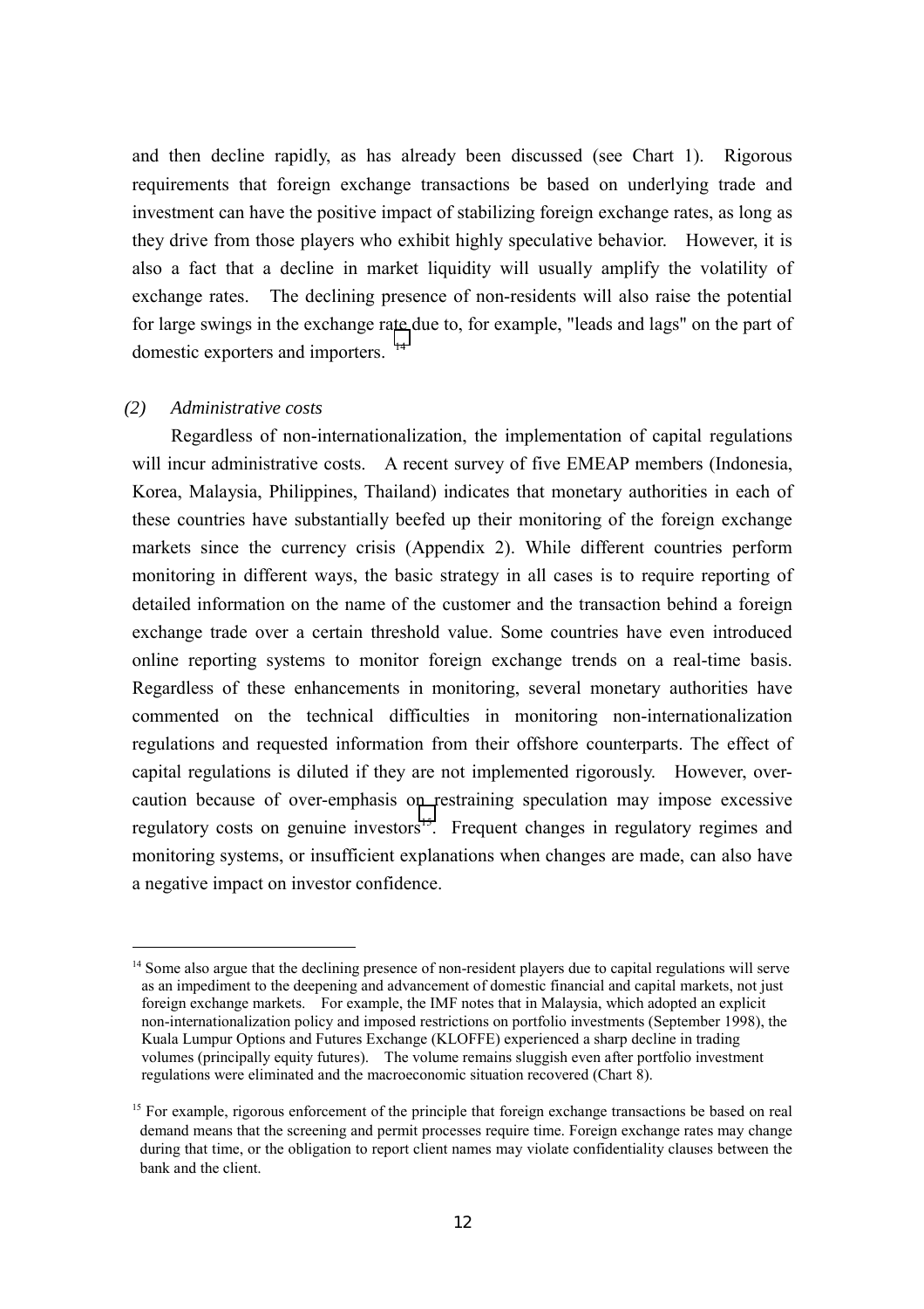and then decline rapidly, as has already been discussed (see Chart 1). Rigorous requirements that foreign exchange transactions be based on underlying trade and investment can have the positive impact of stabilizing foreign exchange rates, as long as they drive from those players who exhibit highly speculative behavior. However, it is also a fact that a decline in market liquidity will usually amplify the volatility of exchange rates. The declining presence of non-residents will also raise the potential for large swings in the exchange rate due to, for example, "leads and lags" on the part of domestic exporters and importers. [14]

### (2) *Administrative costs*

Regardless of non-internationalization, the implementation of capital regulations will incur administrative costs. A recent survey of five EMEAP members (Indonesia, Korea, Malaysia, Philippines, Thailand) indicates that monetary authorities in each of these countries have substantially beefed up their monitoring of the foreign exchange markets since the currency crisis (Appendix 2). While different countries perform monitoring in different ways, the basic strategy in all cases is to require reporting of detailed information on the name of the customer and the transaction behind a foreign exchange trade over a certain threshold value. Some countries have even introduced online reporting systems to monitor foreign exchange trends on a real-time basis. Regardless of these enhancements in monitoring, several monetary authorities have commented on the technical difficulties in monitoring non-internationalization regulations and requested information from their offshore counterparts. The effect of capital regulations is diluted if they are not implemented rigorously. However, over-caution because of over-emphasis on restraining speculation may impose excessive regulatory costs on genuine investors[15]. Frequent changes in regulatory regimes and monitoring systems, or insufficient explanations when changes are made, can also have a negative impact on investor confidence.

---

[14] Some also argue that the declining presence of non-resident players due to capital regulations will serve as an impediment to the deepening and advancement of domestic financial and capital markets, not just foreign exchange markets. For example, the IMF notes that in Malaysia, which adopted an explicit non-internationalization policy and imposed restrictions on portfolio investments (September 1998), the Kuala Lumpur Options and Futures Exchange (KLOFFE) experienced a sharp decline in trading volumes (principally equity futures). The volume remains sluggish even after portfolio investment regulations were eliminated and the macroeconomic situation recovered (Chart 8).

[15] For example, rigorous enforcement of the principle that foreign exchange transactions be based on real demand means that the screening and permit processes require time. Foreign exchange rates may change during that time, or the obligation to report client names may violate confidentiality clauses between the bank and the client.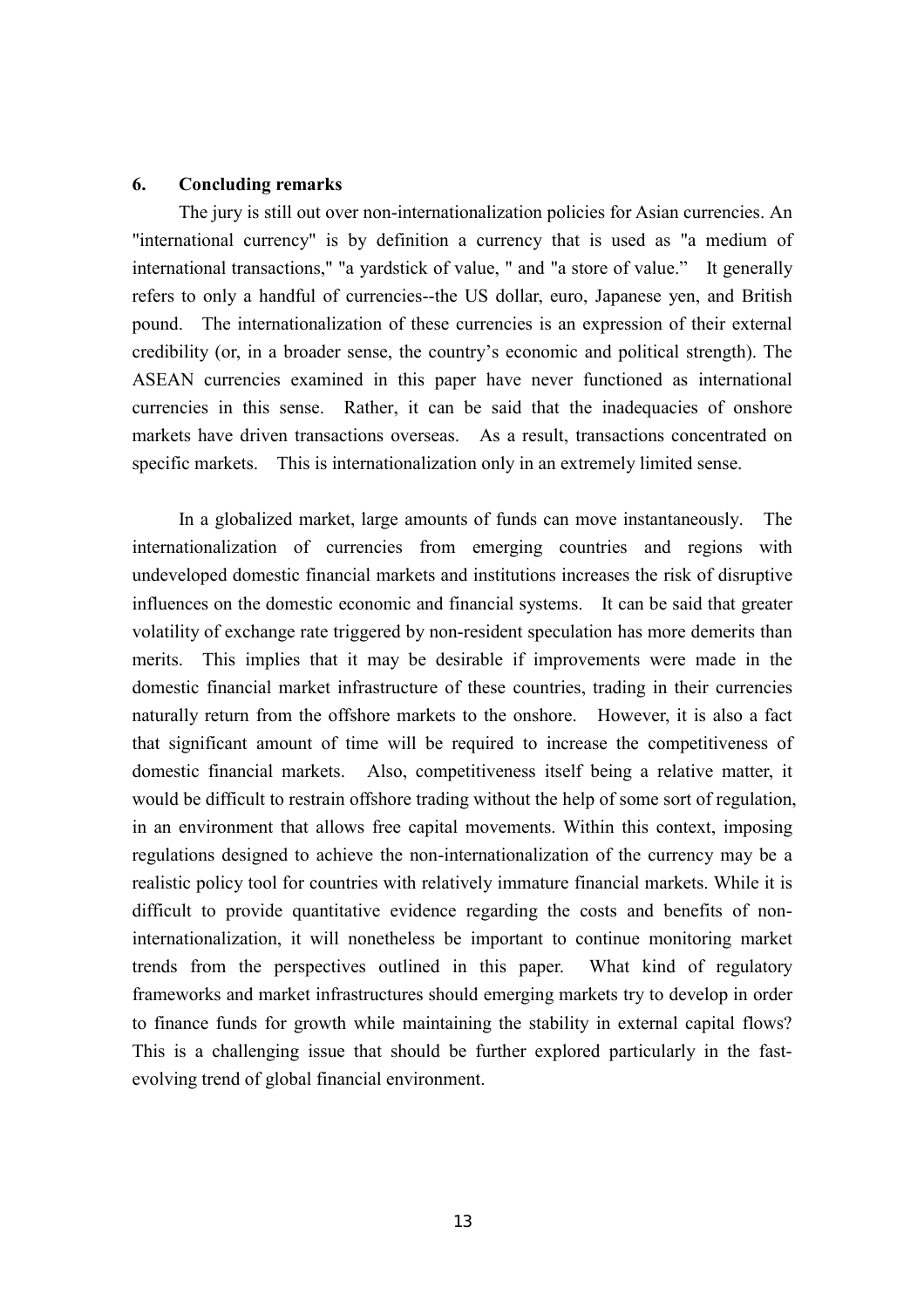## 6. Concluding remarks

The jury is still out over non-internationalization policies for Asian currencies. An "international currency" is by definition a currency that is used as "a medium of international transactions," "a yardstick of value, " and "a store of value." It generally refers to only a handful of currencies--the US dollar, euro, Japanese yen, and British pound. The internationalization of these currencies is an expression of their external credibility (or, in a broader sense, the country's economic and political strength). The ASEAN currencies examined in this paper have never functioned as international currencies in this sense. Rather, it can be said that the inadequacies of onshore markets have driven transactions overseas. As a result, transactions concentrated on specific markets. This is internationalization only in an extremely limited sense.

In a globalized market, large amounts of funds can move instantaneously. The internationalization of currencies from emerging countries and regions with undeveloped domestic financial markets and institutions increases the risk of disruptive influences on the domestic economic and financial systems. It can be said that greater volatility of exchange rate triggered by non-resident speculation has more demerits than merits. This implies that it may be desirable if improvements were made in the domestic financial market infrastructure of these countries, trading in their currencies naturally return from the offshore markets to the onshore. However, it is also a fact that significant amount of time will be required to increase the competitiveness of domestic financial markets. Also, competitiveness itself being a relative matter, it would be difficult to restrain offshore trading without the help of some sort of regulation, in an environment that allows free capital movements. Within this context, imposing regulations designed to achieve the non-internationalization of the currency may be a realistic policy tool for countries with relatively immature financial markets. While it is difficult to provide quantitative evidence regarding the costs and benefits of non-internationalization, it will nonetheless be important to continue monitoring market trends from the perspectives outlined in this paper. What kind of regulatory frameworks and market infrastructures should emerging markets try to develop in order to finance funds for growth while maintaining the stability in external capital flows? This is a challenging issue that should be further explored particularly in the fast-evolving trend of global financial environment.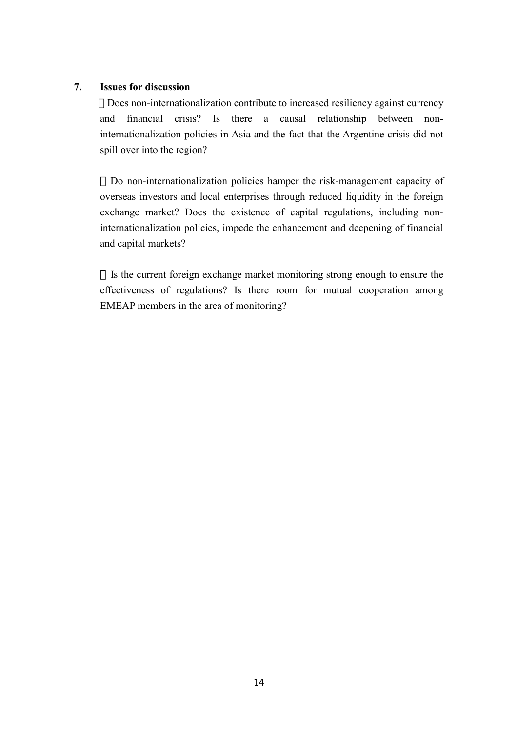## 7. Issues for discussion

- Does non-internationalization contribute to increased resiliency against currency and financial crisis? Is there a causal relationship between non-internationalization policies in Asia and the fact that the Argentine crisis did not spill over into the region?

- Do non-internationalization policies hamper the risk-management capacity of overseas investors and local enterprises through reduced liquidity in the foreign exchange market? Does the existence of capital regulations, including non-internationalization policies, impede the enhancement and deepening of financial and capital markets?

- Is the current foreign exchange market monitoring strong enough to ensure the effectiveness of regulations? Is there room for mutual cooperation among EMEAP members in the area of monitoring?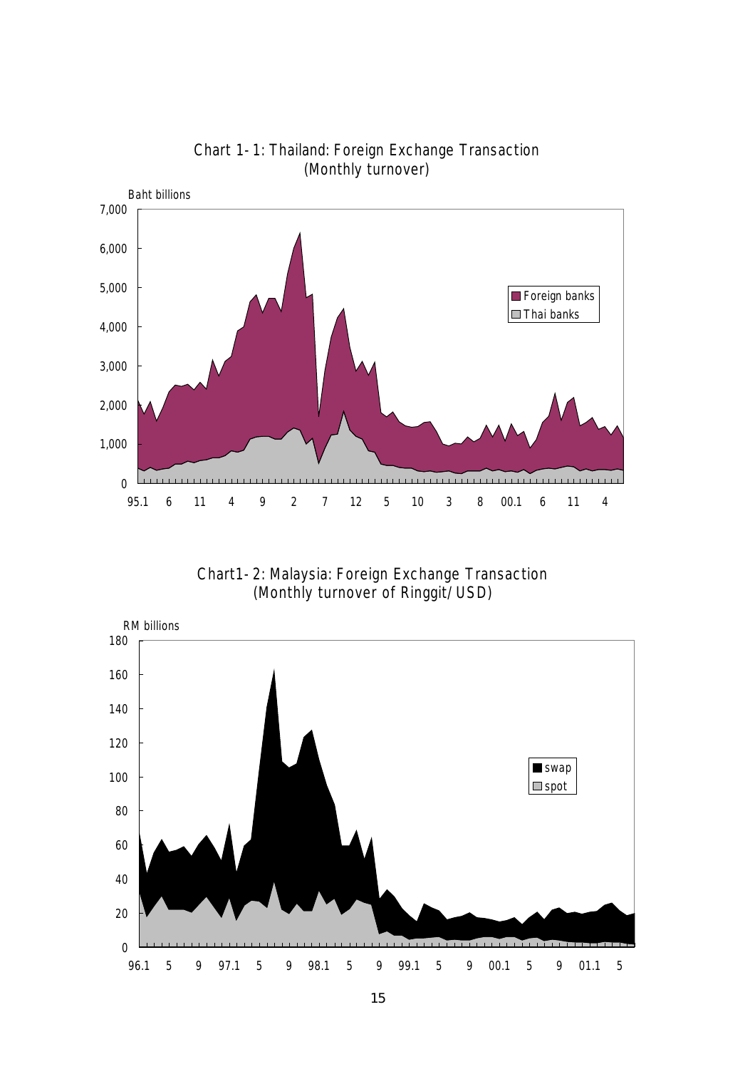Chart 1-1: Thailand: Foreign Exchange Transaction
(Monthly turnover)

Chart1-2: Malaysia: Foreign Exchange Transaction
(Monthly turnover of Ringgit/USD)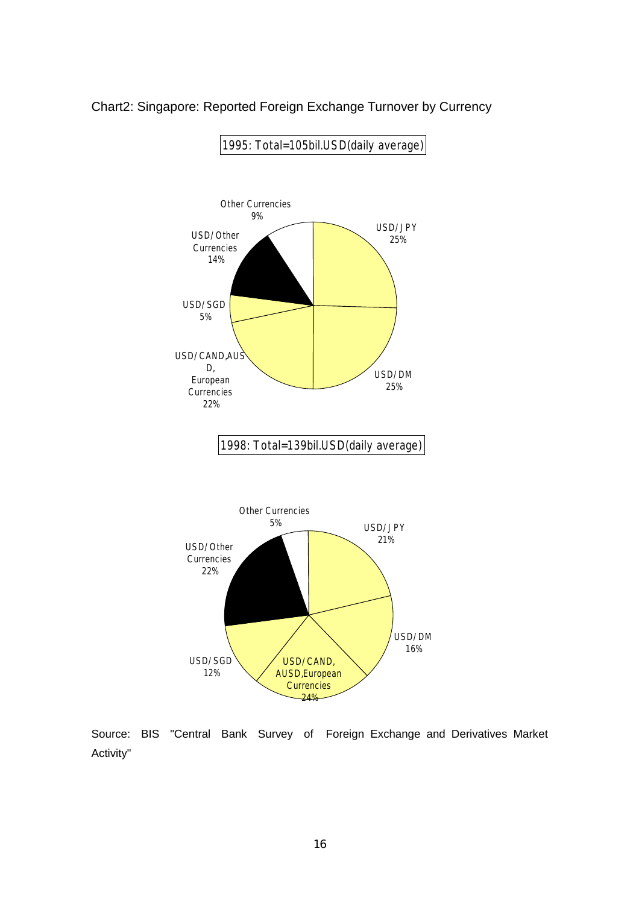Chart2: Singapore: Reported Foreign Exchange Turnover by Currency

1995: Total=105bil.USD(daily average)

| Currency | Share |
| --- | --- |
| USD/JPY | 25% |
| USD/DM | 25% |
| USD/CAND,AUSD, European Currencies | 22% |
| USD/SGD | 5% |
| USD/Other Currencies | 14% |
| Other Currencies | 9% |

1998: Total=139bil.USD(daily average)

| Currency | Share |
| --- | --- |
| USD/JPY | 21% |
| USD/DM | 16% |
| USD/CAND, AUSD,European Currencies | 24% |
| USD/SGD | 12% |
| USD/Other Currencies | 22% |
| Other Currencies | 5% |

Source: BIS "Central Bank Survey of Foreign Exchange and Derivatives Market Activity"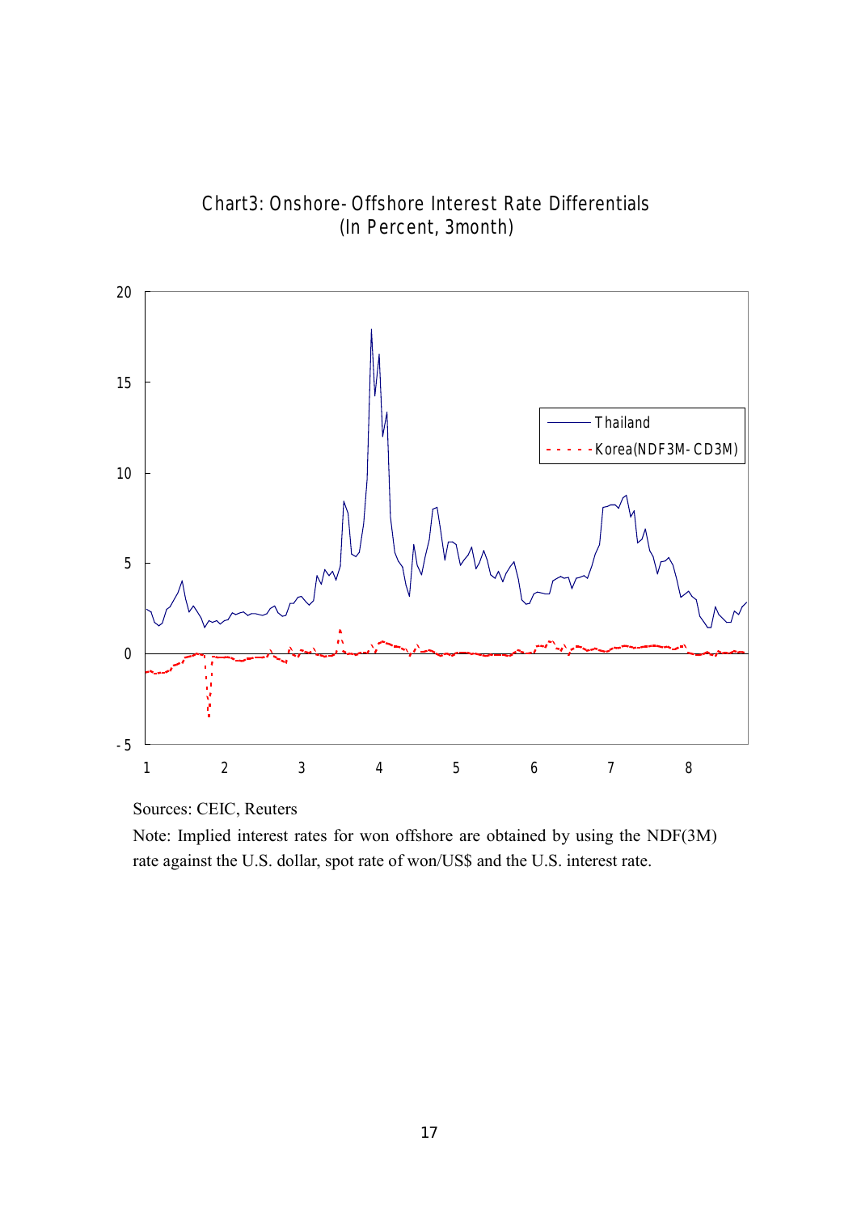Chart3: Onshore-Offshore Interest Rate Differentials
(In Percent, 3month)

Sources: CEIC, Reuters

Note: Implied interest rates for won offshore are obtained by using the NDF(3M) rate against the U.S. dollar, spot rate of won/US$ and the U.S. interest rate.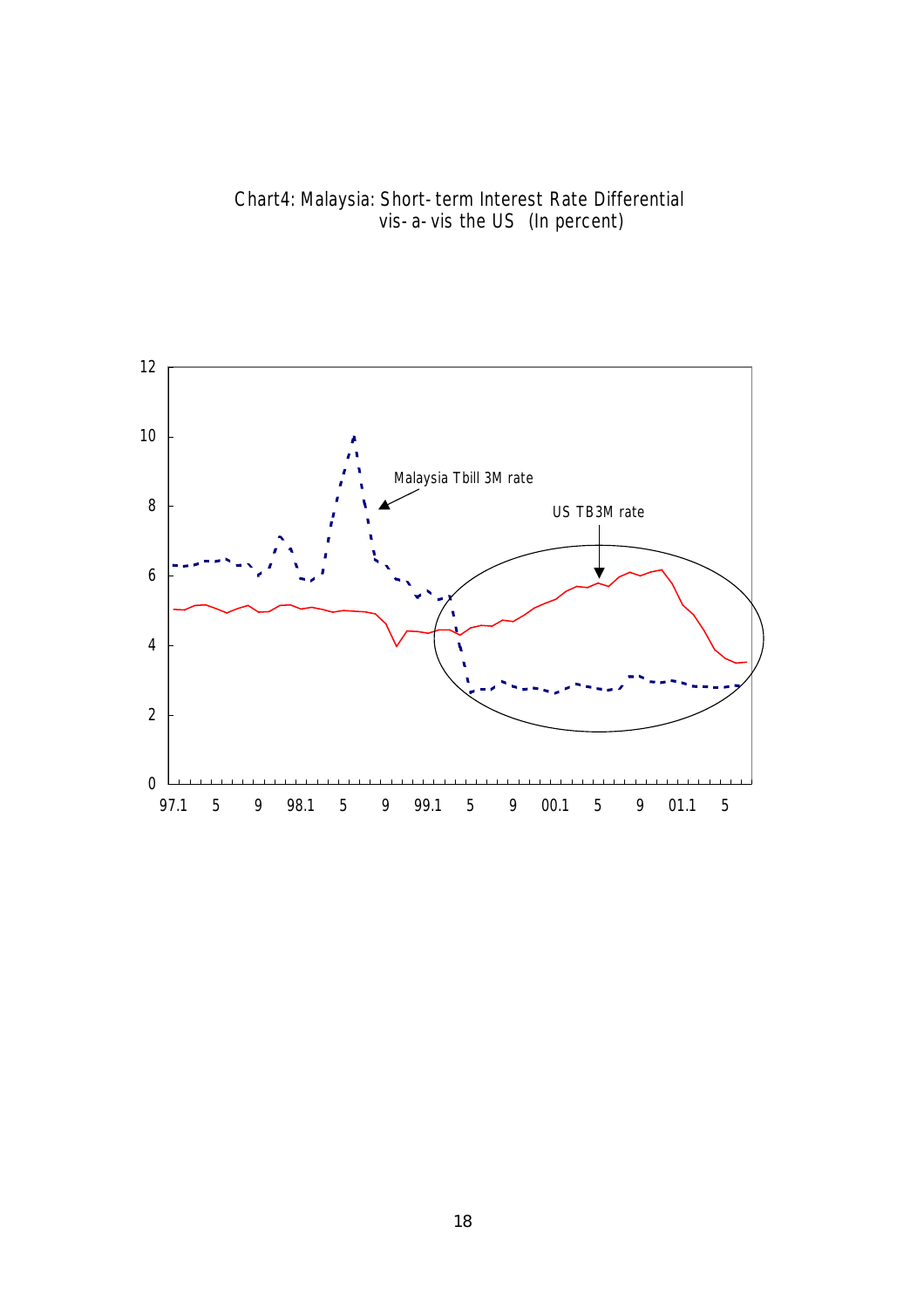Chart4: Malaysia: Short-term Interest Rate Differential vis-a-vis the US (In percent)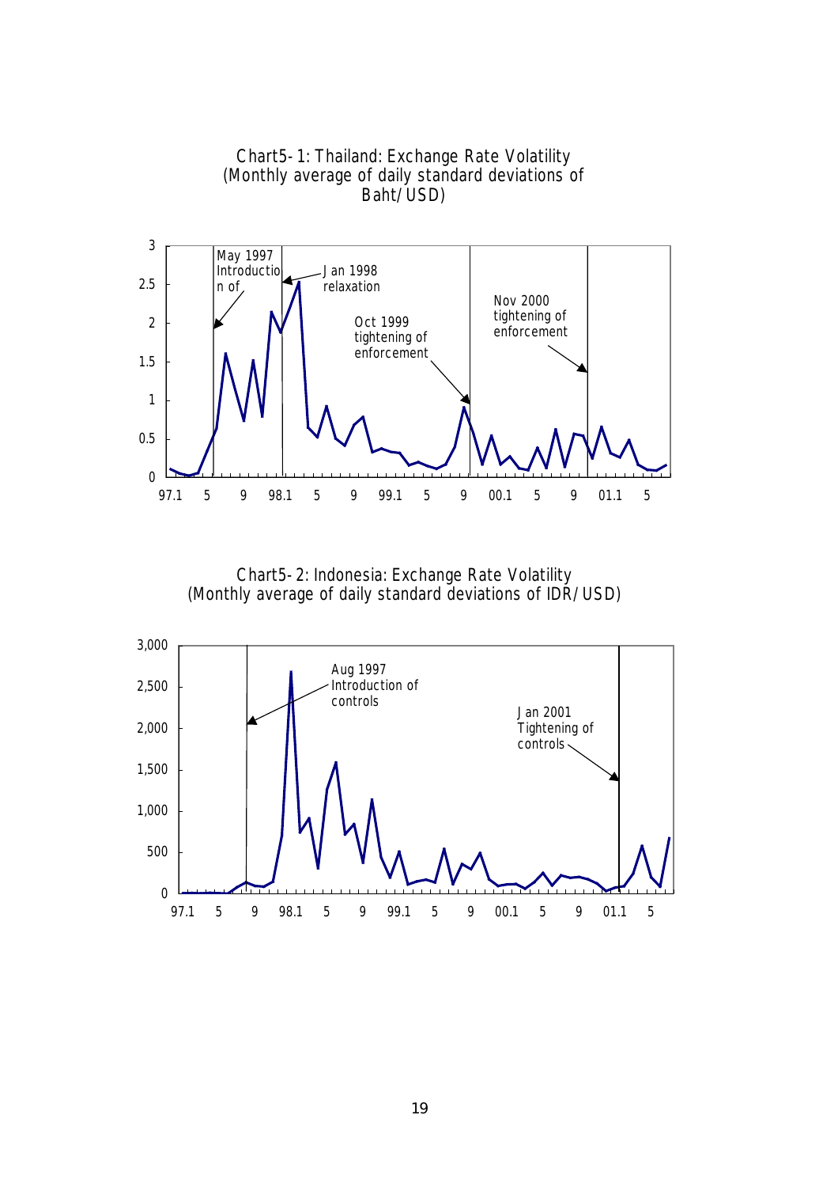Chart5-1: Thailand: Exchange Rate Volatility (Monthly average of daily standard deviations of Baht/USD)

Chart5-2: Indonesia: Exchange Rate Volatility (Monthly average of daily standard deviations of IDR/USD)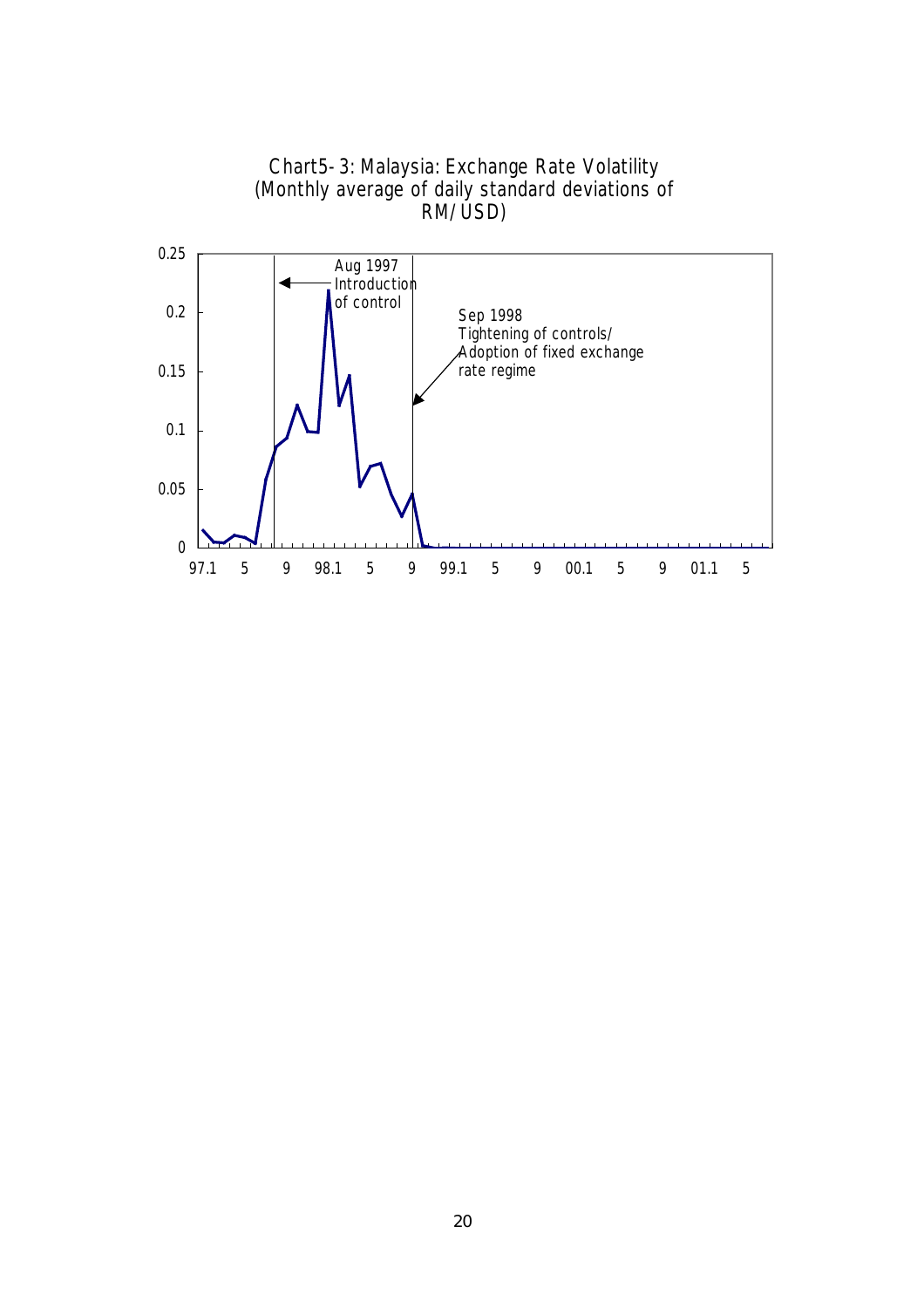Chart5-3: Malaysia: Exchange Rate Volatility
(Monthly average of daily standard deviations of RM/USD)

Aug 1997
Introduction of control

Sep 1998
Tightening of controls/
Adoption of fixed exchange rate regime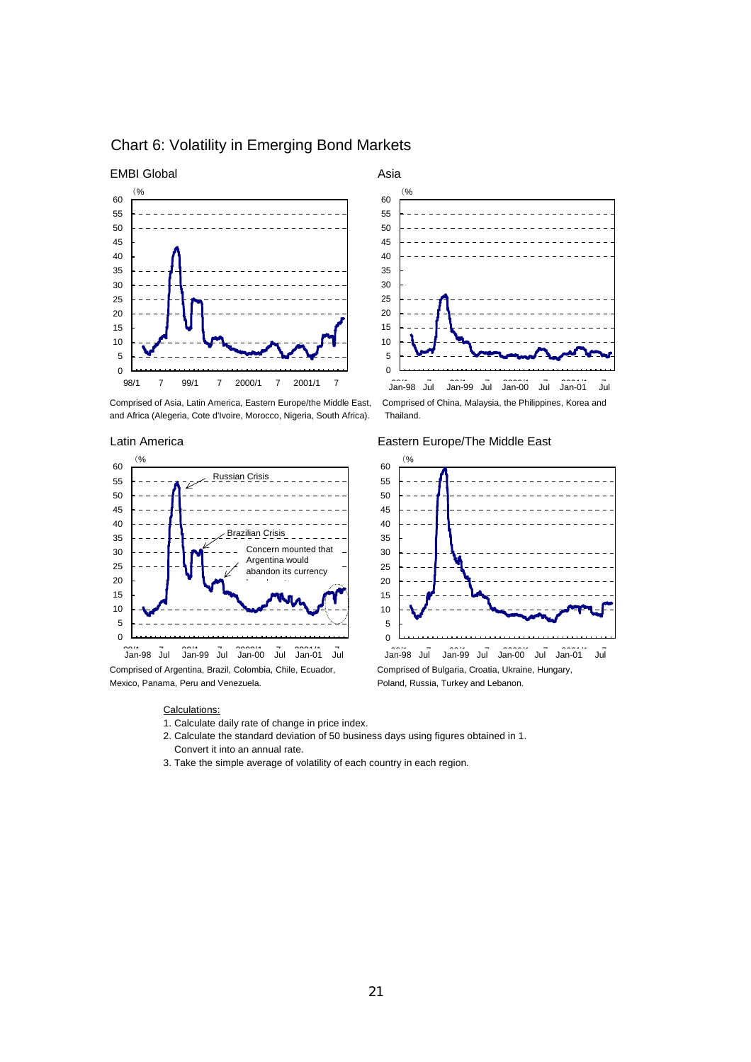## Chart 6: Volatility in Emerging Bond Markets

EMBI Global

Comprised of Asia, Latin America, Eastern Europe/the Middle East, and Africa (Alegeria, Cote d'Ivoire, Morocco, Nigeria, South Africa).

Asia

Comprised of China, Malaysia, the Philippines, Korea and Thailand.

Latin America

Comprised of Argentina, Brazil, Colombia, Chile, Ecuador, Mexico, Panama, Peru and Venezuela.

Eastern Europe/The Middle East

Comprised of Bulgaria, Croatia, Ukraine, Hungary, Poland, Russia, Turkey and Lebanon.

Calculations:

1. Calculate daily rate of change in price index.
2. Calculate the standard deviation of 50 business days using figures obtained in 1. Convert it into an annual rate.
3. Take the simple average of volatility of each country in each region.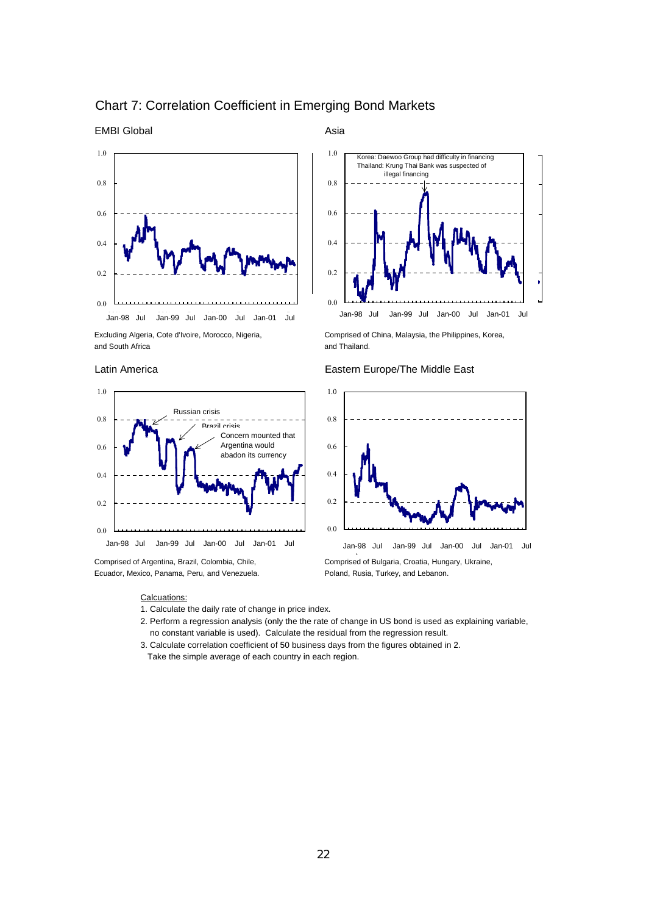## Chart 7: Correlation Coefficient in Emerging Bond Markets

EMBI Global

Excluding Algeria, Cote d'Ivoire, Morocco, Nigeria, and South Africa

Asia

Korea: Daewoo Group had difficulty in financing
Thailand: Krung Thai Bank was suspected of illegal financing

Comprised of China, Malaysia, the Philippines, Korea, and Thailand.

Latin America

Russian crisis

Brazil crisis

Concern mounted that Argentina would abadon its currency

Comprised of Argentina, Brazil, Colombia, Chile, Ecuador, Mexico, Panama, Peru, and Venezuela.

Eastern Europe/The Middle East

Comprised of Bulgaria, Croatia, Hungary, Ukraine, Poland, Rusia, Turkey, and Lebanon.

Calcuations:

1. Calculate the daily rate of change in price index.
2. Perform a regression analysis (only the the rate of change in US bond is used as explaining variable, no constant variable is used). Calculate the residual from the regression result.
3. Calculate correlation coefficient of 50 business days from the figures obtained in 2.
   Take the simple average of each country in each region.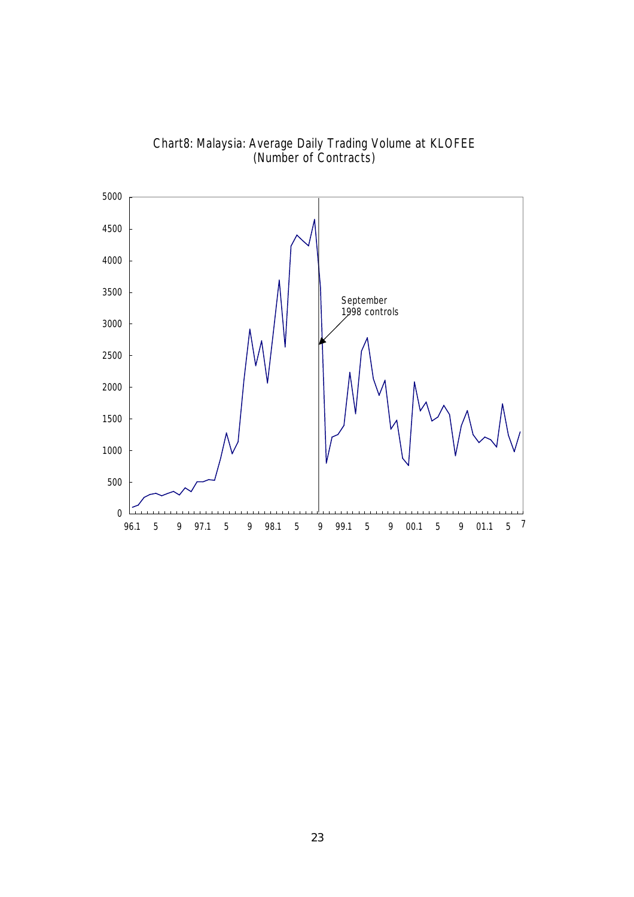Chart8: Malaysia: Average Daily Trading Volume at KLOFEE
(Number of Contracts)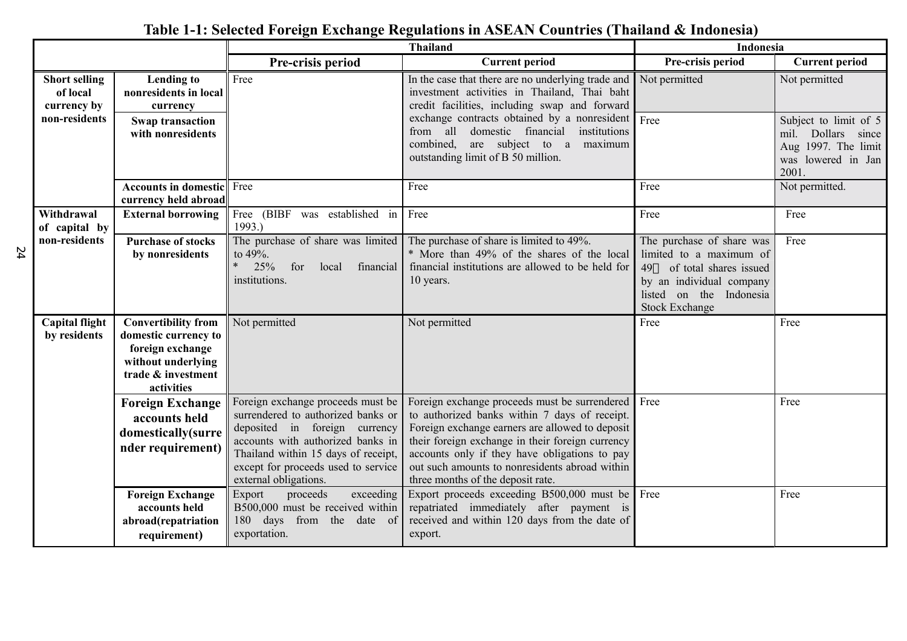**Table 1-1: Selected Foreign Exchange Regulations in ASEAN Countries (Thailand & Indonesia)**

| | | Thailand | | Indonesia | |
|---|---|---|---|---|---|
| | | **Pre-crisis period** | **Current period** | **Pre-crisis period** | **Current period** |
| **Short selling of local currency by non-residents** | **Lending to nonresidents in local currency** | Free | In the case that there are no underlying trade and investment activities in Thailand, Thai baht credit facilities, including swap and forward exchange contracts obtained by a nonresident from all domestic financial institutions combined, are subject to a maximum outstanding limit of B 50 million. | Not permitted | Not permitted |
| | **Swap transaction with nonresidents** | | | Free | Subject to limit of 5 mil. Dollars since Aug 1997. The limit was lowered in Jan 2001. |
| | **Accounts in domestic currency held abroad** | Free | Free | Free | Not permitted. |
| **Withdrawal of capital by non-residents** | **External borrowing** | Free (BIBF was established in 1993.) | Free | Free | Free |
| | **Purchase of stocks by nonresidents** | The purchase of share was limited to 49%. * 25% for local financial institutions. | The purchase of share is limited to 49%. * More than 49% of the shares of the local financial institutions are allowed to be held for 10 years. | The purchase of share was limited to a maximum of 49％ of total shares issued by an individual company listed on the Indonesia Stock Exchange | Free |
| **Capital flight by residents** | **Convertibility from domestic currency to foreign exchange without underlying trade & investment activities** | Not permitted | Not permitted | Free | Free |
| | **Foreign Exchange accounts held domestically(surrender requirement)** | Foreign exchange proceeds must be surrendered to authorized banks or deposited in foreign currency accounts with authorized banks in Thailand within 15 days of receipt, except for proceeds used to service external obligations. | Foreign exchange proceeds must be surrendered to authorized banks within 7 days of receipt. Foreign exchange earners are allowed to deposit their foreign exchange in their foreign currency accounts only if they have obligations to pay out such amounts to nonresidents abroad within three months of the deposit rate. | Free | Free |
| | **Foreign Exchange accounts held abroad(repatriation requirement)** | Export proceeds exceeding B500,000 must be received within 180 days from the date of exportation. | Export proceeds exceeding B500,000 must be repatriated immediately after payment is received and within 120 days from the date of export. | Free | Free |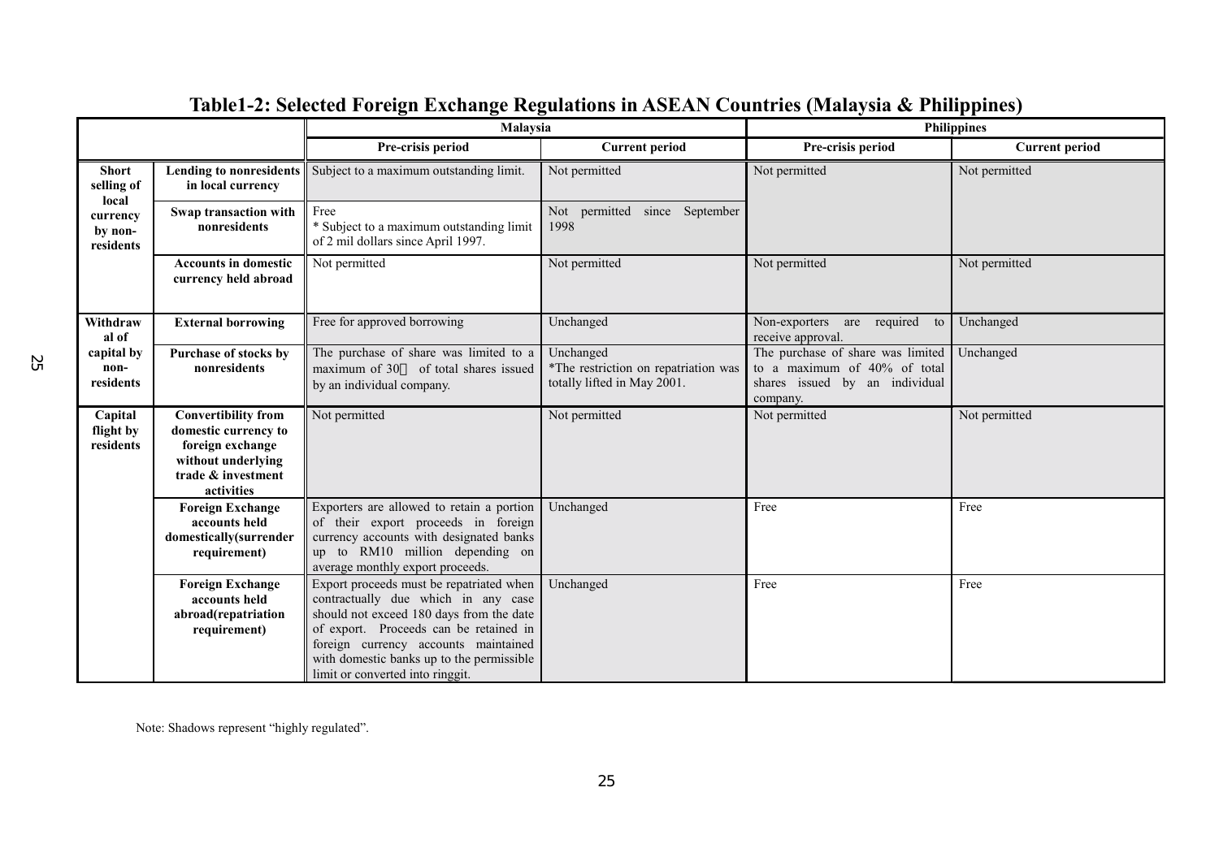# Table1-2: Selected Foreign Exchange Regulations in ASEAN Countries (Malaysia & Philippines)

| | | Malaysia | | Philippines | |
|---|---|---|---|---|---|
| | | **Pre-crisis period** | **Current period** | **Pre-crisis period** | **Current period** |
| **Short selling of local currency by non-residents** | **Lending to nonresidents in local currency** | Subject to a maximum outstanding limit. | Not permitted | Not permitted | Not permitted |
| | **Swap transaction with nonresidents** | Free<br>* Subject to a maximum outstanding limit of 2 mil dollars since April 1997. | Not permitted since September 1998 | | |
| | **Accounts in domestic currency held abroad** | Not permitted | Not permitted | Not permitted | Not permitted |
| **Withdrawal of capital by non-residents** | **External borrowing** | Free for approved borrowing | Unchanged | Non-exporters are required to receive approval. | Unchanged |
| | **Purchase of stocks by nonresidents** | The purchase of share was limited to a maximum of 30% of total shares issued by an individual company. | Unchanged<br>*The restriction on repatriation was totally lifted in May 2001. | The purchase of share was limited to a maximum of 40% of total shares issued by an individual company. | Unchanged |
| **Capital flight by residents** | **Convertibility from domestic currency to foreign exchange without underlying trade & investment activities** | Not permitted | Not permitted | Not permitted | Not permitted |
| | **Foreign Exchange accounts held domestically(surrender requirement)** | Exporters are allowed to retain a portion of their export proceeds in foreign currency accounts with designated banks up to RM10 million depending on average monthly export proceeds. | Unchanged | Free | Free |
| | **Foreign Exchange accounts held abroad(repatriation requirement)** | Export proceeds must be repatriated when contractually due which in any case should not exceed 180 days from the date of export. Proceeds can be retained in foreign currency accounts maintained with domestic banks up to the permissible limit or converted into ringgit. | Unchanged | Free | Free |

Note: Shadows represent "highly regulated".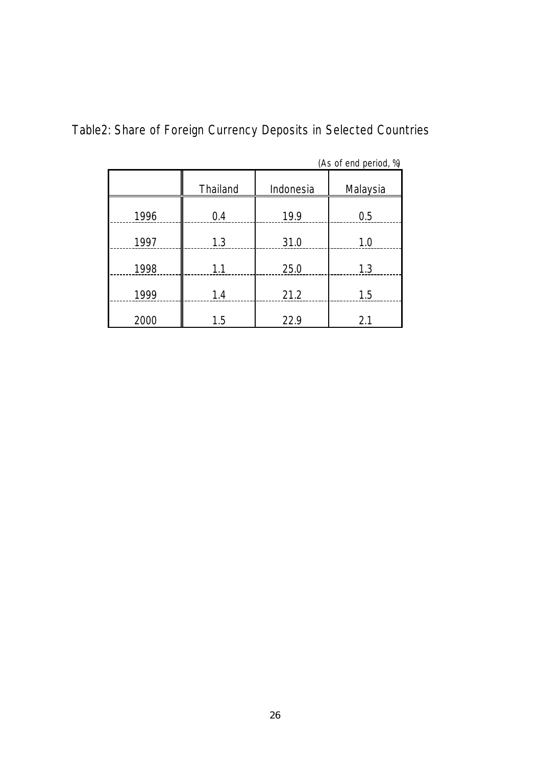Table2: Share of Foreign Currency Deposits in Selected Countries

(As of end period, %)

| | Thailand | Indonesia | Malaysia |
|---|---|---|---|
| 1996 | 0.4 | 19.9 | 0.5 |
| 1997 | 1.3 | 31.0 | 1.0 |
| 1998 | 1.1 | 25.0 | 1.3 |
| 1999 | 1.4 | 21.2 | 1.5 |
| 2000 | 1.5 | 22.9 | 2.1 |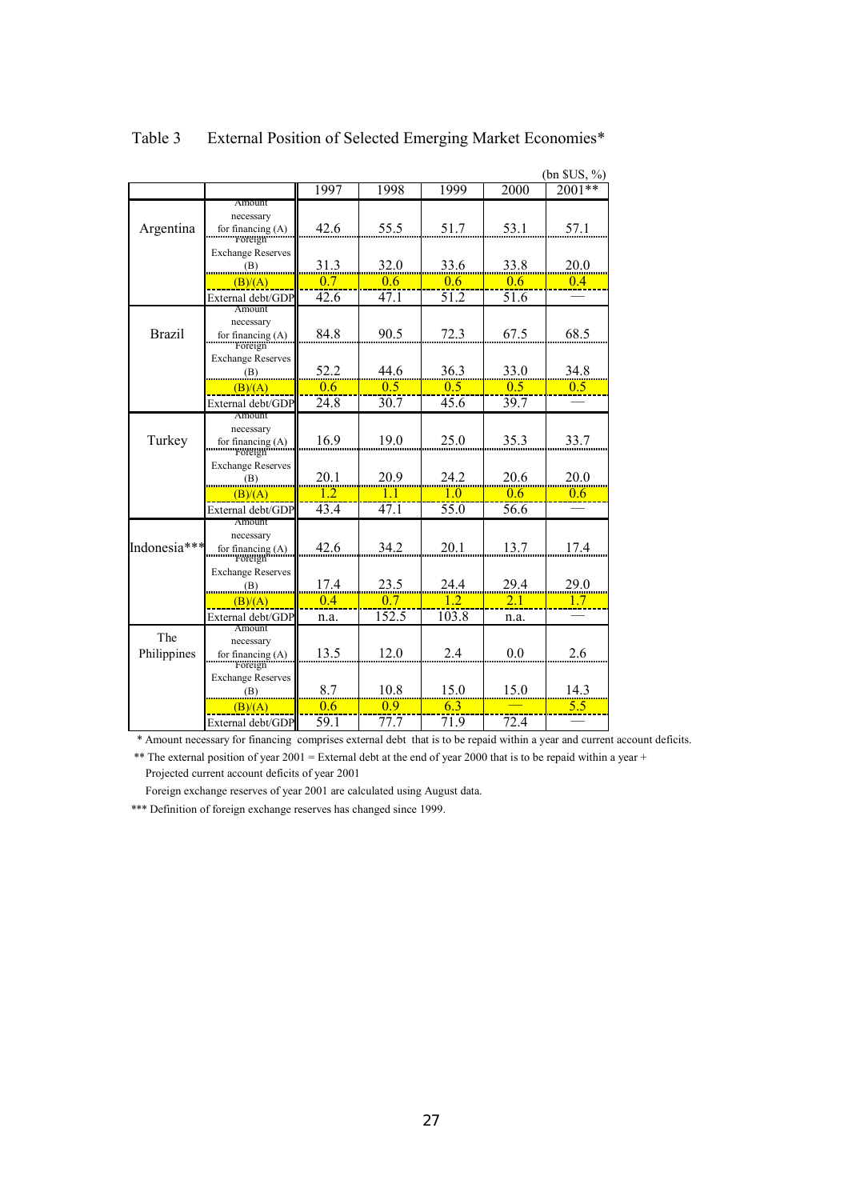Table 3 External Position of Selected Emerging Market Economies*

(bn $US, %)

| | | 1997 | 1998 | 1999 | 2000 | 2001** |
|---|---|---|---|---|---|---|
| Argentina | Amount necessary for financing (A) | 42.6 | 55.5 | 51.7 | 53.1 | 57.1 |
| | Foreign Exchange Reserves (B) | 31.3 | 32.0 | 33.6 | 33.8 | 20.0 |
| | (B)/(A) | 0.7 | 0.6 | 0.6 | 0.6 | 0.4 |
| | External debt/GDP | 42.6 | 47.1 | 51.2 | 51.6 | — |
| Brazil | Amount necessary for financing (A) | 84.8 | 90.5 | 72.3 | 67.5 | 68.5 |
| | Foreign Exchange Reserves (B) | 52.2 | 44.6 | 36.3 | 33.0 | 34.8 |
| | (B)/(A) | 0.6 | 0.5 | 0.5 | 0.5 | 0.5 |
| | External debt/GDP | 24.8 | 30.7 | 45.6 | 39.7 | — |
| Turkey | Amount necessary for financing (A) | 16.9 | 19.0 | 25.0 | 35.3 | 33.7 |
| | Foreign Exchange Reserves (B) | 20.1 | 20.9 | 24.2 | 20.6 | 20.0 |
| | (B)/(A) | 1.2 | 1.1 | 1.0 | 0.6 | 0.6 |
| | External debt/GDP | 43.4 | 47.1 | 55.0 | 56.6 | — |
| Indonesia*** | Amount necessary for financing (A) | 42.6 | 34.2 | 20.1 | 13.7 | 17.4 |
| | Foreign Exchange Reserves (B) | 17.4 | 23.5 | 24.4 | 29.4 | 29.0 |
| | (B)/(A) | 0.4 | 0.7 | 1.2 | 2.1 | 1.7 |
| | External debt/GDP | n.a. | 152.5 | 103.8 | n.a. | — |
| The Philippines | Amount necessary for financing (A) | 13.5 | 12.0 | 2.4 | 0.0 | 2.6 |
| | Foreign Exchange Reserves (B) | 8.7 | 10.8 | 15.0 | 15.0 | 14.3 |
| | (B)/(A) | 0.6 | 0.9 | 6.3 | — | 5.5 |
| | External debt/GDP | 59.1 | 77.7 | 71.9 | 72.4 | — |

\* Amount necessary for financing comprises external debt that is to be repaid within a year and current account deficits.

\*\* The external position of year 2001 = External debt at the end of year 2000 that is to be repaid within a year + Projected current account deficits of year 2001

Foreign exchange reserves of year 2001 are calculated using August data.

\*\*\* Definition of foreign exchange reserves has changed since 1999.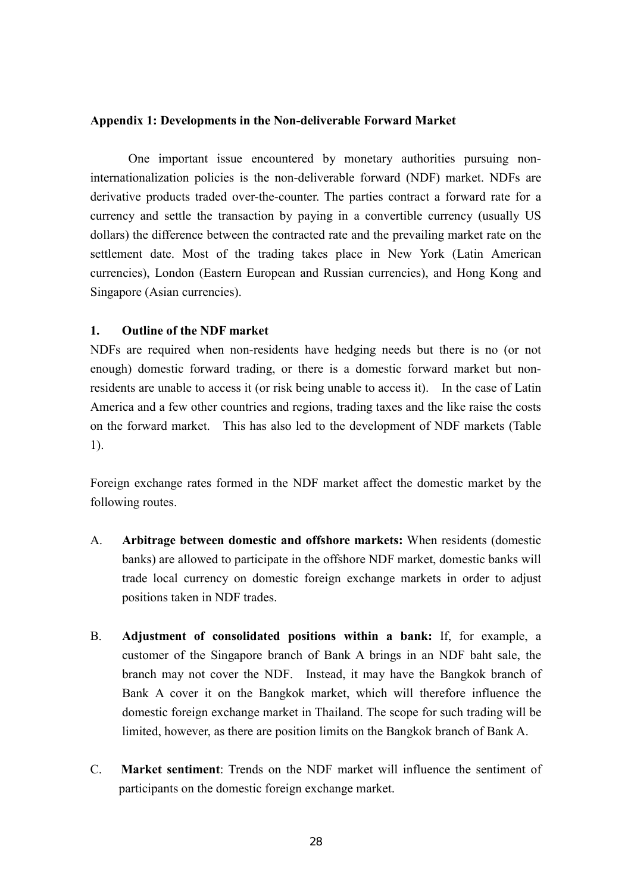## Appendix 1: Developments in the Non-deliverable Forward Market

One important issue encountered by monetary authorities pursuing non-internationalization policies is the non-deliverable forward (NDF) market. NDFs are derivative products traded over-the-counter. The parties contract a forward rate for a currency and settle the transaction by paying in a convertible currency (usually US dollars) the difference between the contracted rate and the prevailing market rate on the settlement date. Most of the trading takes place in New York (Latin American currencies), London (Eastern European and Russian currencies), and Hong Kong and Singapore (Asian currencies).

### 1. Outline of the NDF market

NDFs are required when non-residents have hedging needs but there is no (or not enough) domestic forward trading, or there is a domestic forward market but non-residents are unable to access it (or risk being unable to access it). In the case of Latin America and a few other countries and regions, trading taxes and the like raise the costs on the forward market. This has also led to the development of NDF markets (Table 1).

Foreign exchange rates formed in the NDF market affect the domestic market by the following routes.

A. **Arbitrage between domestic and offshore markets:** When residents (domestic banks) are allowed to participate in the offshore NDF market, domestic banks will trade local currency on domestic foreign exchange markets in order to adjust positions taken in NDF trades.

B. **Adjustment of consolidated positions within a bank:** If, for example, a customer of the Singapore branch of Bank A brings in an NDF baht sale, the branch may not cover the NDF. Instead, it may have the Bangkok branch of Bank A cover it on the Bangkok market, which will therefore influence the domestic foreign exchange market in Thailand. The scope for such trading will be limited, however, as there are position limits on the Bangkok branch of Bank A.

C. **Market sentiment**: Trends on the NDF market will influence the sentiment of participants on the domestic foreign exchange market.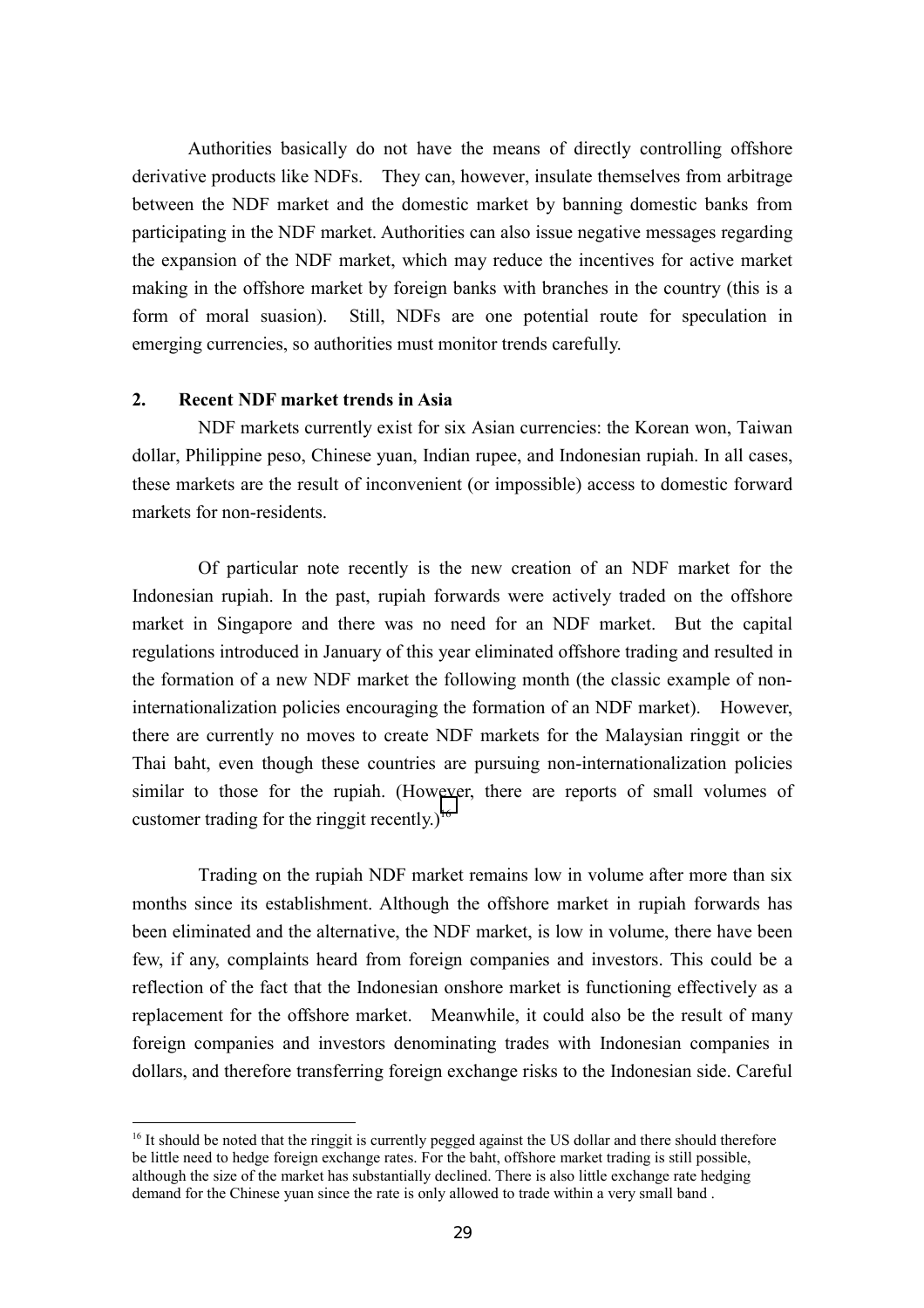Authorities basically do not have the means of directly controlling offshore derivative products like NDFs. They can, however, insulate themselves from arbitrage between the NDF market and the domestic market by banning domestic banks from participating in the NDF market. Authorities can also issue negative messages regarding the expansion of the NDF market, which may reduce the incentives for active market making in the offshore market by foreign banks with branches in the country (this is a form of moral suasion). Still, NDFs are one potential route for speculation in emerging currencies, so authorities must monitor trends carefully.

## 2. Recent NDF market trends in Asia

NDF markets currently exist for six Asian currencies: the Korean won, Taiwan dollar, Philippine peso, Chinese yuan, Indian rupee, and Indonesian rupiah. In all cases, these markets are the result of inconvenient (or impossible) access to domestic forward markets for non-residents.

Of particular note recently is the new creation of an NDF market for the Indonesian rupiah. In the past, rupiah forwards were actively traded on the offshore market in Singapore and there was no need for an NDF market. But the capital regulations introduced in January of this year eliminated offshore trading and resulted in the formation of a new NDF market the following month (the classic example of non-internationalization policies encouraging the formation of an NDF market). However, there are currently no moves to create NDF markets for the Malaysian ringgit or the Thai baht, even though these countries are pursuing non-internationalization policies similar to those for the rupiah. (However, there are reports of small volumes of customer trading for the ringgit recently.)[16]

Trading on the rupiah NDF market remains low in volume after more than six months since its establishment. Although the offshore market in rupiah forwards has been eliminated and the alternative, the NDF market, is low in volume, there have been few, if any, complaints heard from foreign companies and investors. This could be a reflection of the fact that the Indonesian onshore market is functioning effectively as a replacement for the offshore market. Meanwhile, it could also be the result of many foreign companies and investors denominating trades with Indonesian companies in dollars, and therefore transferring foreign exchange risks to the Indonesian side. Careful

[16] It should be noted that the ringgit is currently pegged against the US dollar and there should therefore be little need to hedge foreign exchange rates. For the baht, offshore market trading is still possible, although the size of the market has substantially declined. There is also little exchange rate hedging demand for the Chinese yuan since the rate is only allowed to trade within a very small band .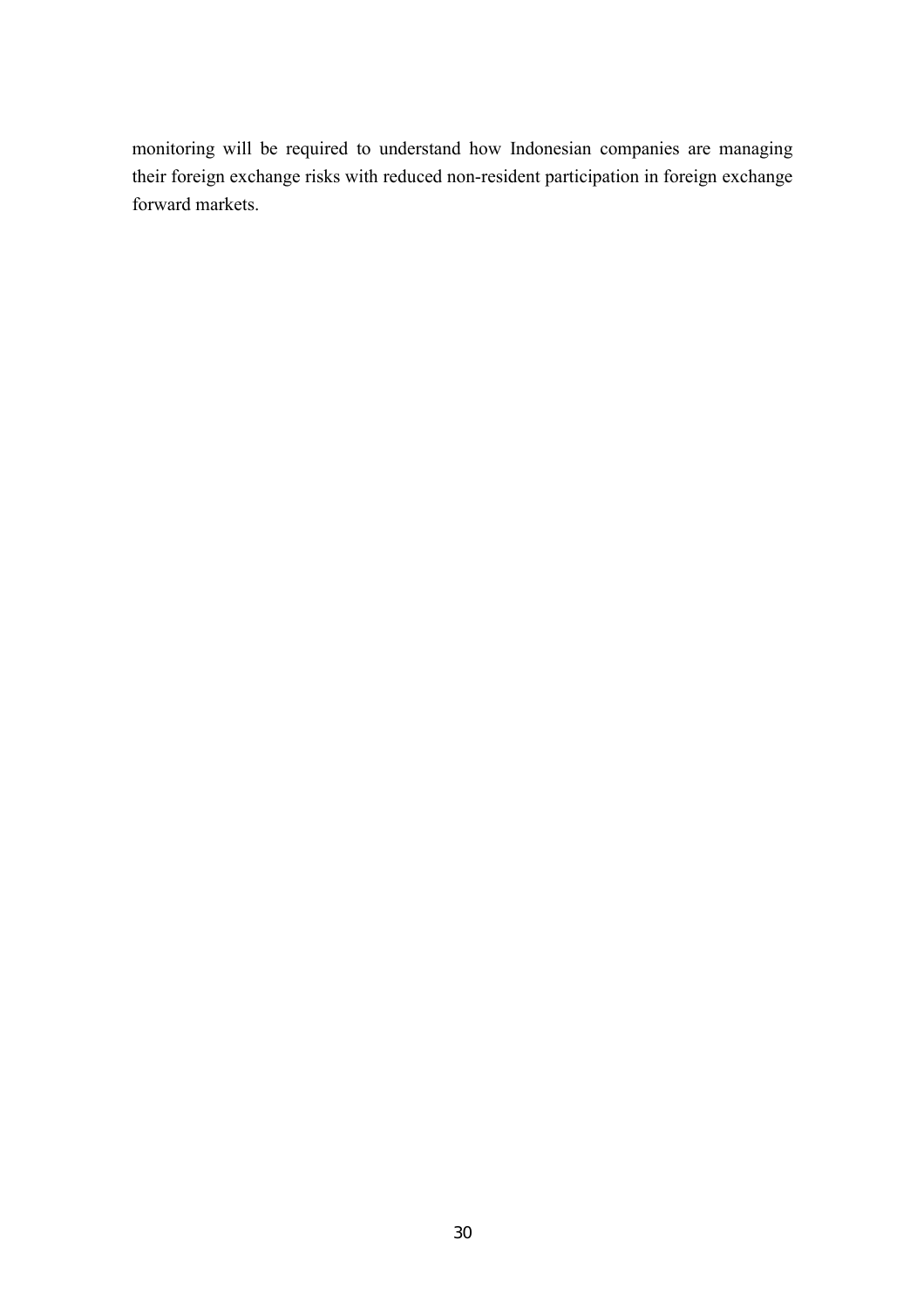monitoring will be required to understand how Indonesian companies are managing their foreign exchange risks with reduced non-resident participation in foreign exchange forward markets.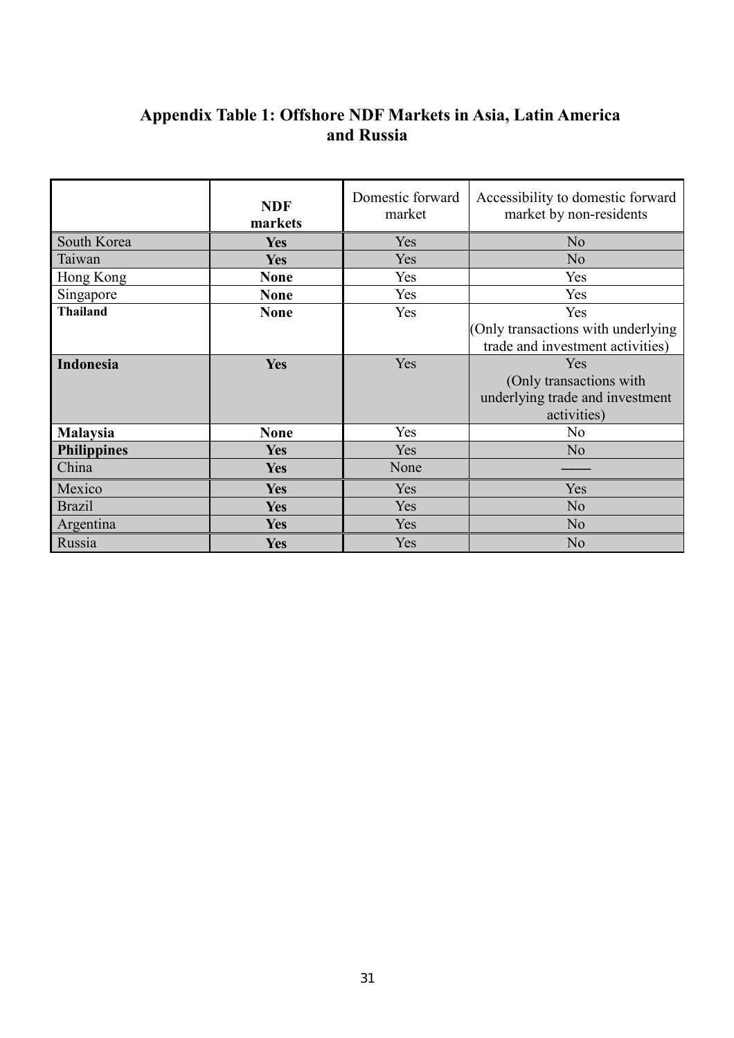## Appendix Table 1: Offshore NDF Markets in Asia, Latin America and Russia

| | **NDF markets** | Domestic forward market | Accessibility to domestic forward market by non-residents |
|---|---|---|---|
| South Korea | **Yes** | Yes | No |
| Taiwan | **Yes** | Yes | No |
| Hong Kong | **None** | Yes | Yes |
| Singapore | **None** | Yes | Yes |
| **Thailand** | **None** | Yes | Yes (Only transactions with underlying trade and investment activities) |
| **Indonesia** | **Yes** | Yes | Yes (Only transactions with underlying trade and investment activities) |
| **Malaysia** | **None** | Yes | No |
| **Philippines** | **Yes** | Yes | No |
| China | **Yes** | None | —— |
| Mexico | **Yes** | Yes | Yes |
| Brazil | **Yes** | Yes | No |
| Argentina | **Yes** | Yes | No |
| Russia | **Yes** | Yes | No |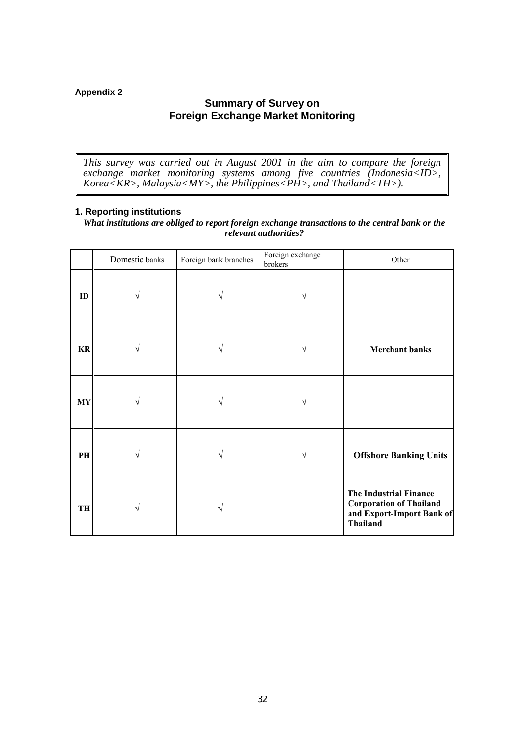Appendix 2

## Summary of Survey on Foreign Exchange Market Monitoring

*This survey was carried out in August 2001 in the aim to compare the foreign exchange market monitoring systems among five countries (Indonesia<ID>, Korea<KR>, Malaysia<MY>, the Philippines<PH>, and Thailand<TH>).*

### 1. Reporting institutions

***What institutions are obliged to report foreign exchange transactions to the central bank or the relevant authorities?***

| | Domestic banks | Foreign bank branches | Foreign exchange brokers | Other |
|---|---|---|---|---|
| **ID** | √ | √ | √ | |
| **KR** | √ | √ | √ | **Merchant banks** |
| **MY** | √ | √ | √ | |
| **PH** | √ | √ | √ | **Offshore Banking Units** |
| **TH** | √ | √ | | **The Industrial Finance Corporation of Thailand and Export-Import Bank of Thailand** |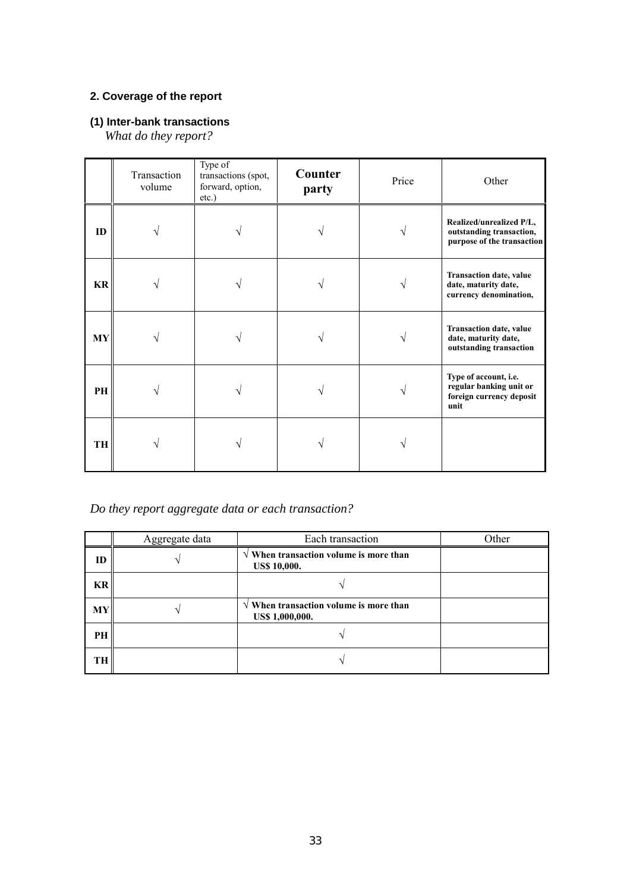## 2. Coverage of the report

### (1) Inter-bank transactions

*What do they report?*

| | Transaction volume | Type of transactions (spot, forward, option, etc.) | Counter party | Price | Other |
|---|---|---|---|---|---|
| **ID** | √ | √ | √ | √ | **Realized/unrealized P/L, outstanding transaction, purpose of the transaction** |
| **KR** | √ | √ | √ | √ | **Transaction date, value date, maturity date, currency denomination,** |
| **MY** | √ | √ | √ | √ | **Transaction date, value date, maturity date, outstanding transaction** |
| **PH** | √ | √ | √ | √ | **Type of account, i.e. regular banking unit or foreign currency deposit unit** |
| **TH** | √ | √ | √ | √ | |

*Do they report aggregate data or each transaction?*

| | Aggregate data | Each transaction | Other |
|---|---|---|---|
| **ID** | √ | √ **When transaction volume is more than US$ 10,000.** | |
| **KR** | | √ | |
| **MY** | √ | √ **When transaction volume is more than US$ 1,000,000.** | |
| **PH** | | √ | |
| **TH** | | √ | |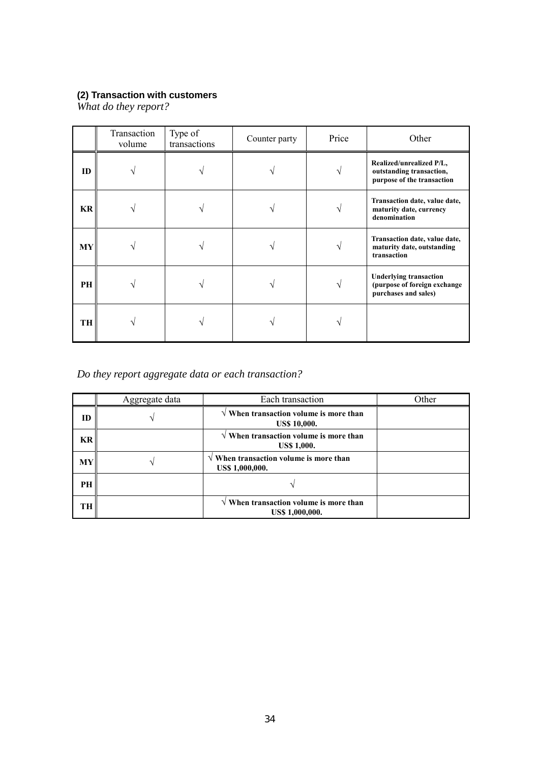### (2) Transaction with customers

*What do they report?*

| | Transaction volume | Type of transactions | Counter party | Price | Other |
|---|---|---|---|---|---|
| **ID** | √ | √ | √ | √ | **Realized/unrealized P/L, outstanding transaction, purpose of the transaction** |
| **KR** | √ | √ | √ | √ | **Transaction date, value date, maturity date, currency denomination** |
| **MY** | √ | √ | √ | √ | **Transaction date, value date, maturity date, outstanding transaction** |
| **PH** | √ | √ | √ | √ | **Underlying transaction (purpose of foreign exchange purchases and sales)** |
| **TH** | √ | √ | √ | √ | |

*Do they report aggregate data or each transaction?*

| | Aggregate data | Each transaction | Other |
|---|---|---|---|
| **ID** | √ | √ **When transaction volume is more than US$ 10,000.** | |
| **KR** | | √ **When transaction volume is more than US$ 1,000.** | |
| **MY** | √ | √ **When transaction volume is more than US$ 1,000,000.** | |
| **PH** | | √ | |
| **TH** | | √ **When transaction volume is more than US$ 1,000,000.** | |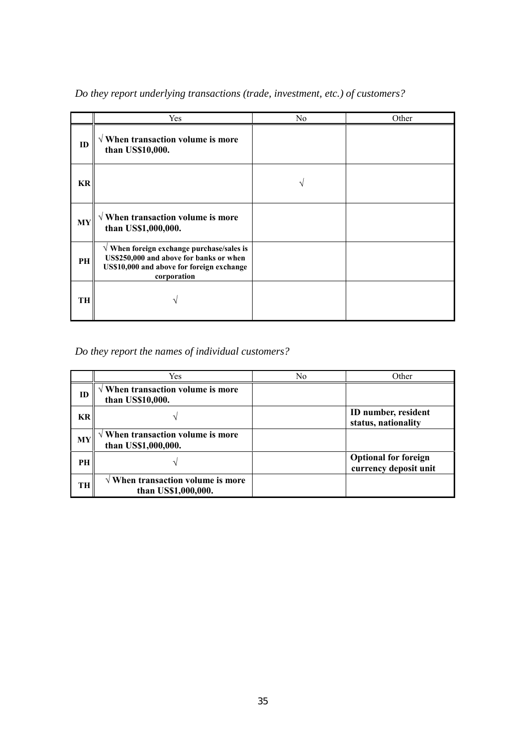*Do they report underlying transactions (trade, investment, etc.) of customers?*

| | Yes | No | Other |
|---|---|---|---|
| **ID** | √ **When transaction volume is more than US$10,000.** | | |
| **KR** | | √ | |
| **MY** | √ **When transaction volume is more than US$1,000,000.** | | |
| **PH** | √ **When foreign exchange purchase/sales is US$250,000 and above for banks or when US$10,000 and above for foreign exchange corporation** | | |
| **TH** | √ | | |

*Do they report the names of individual customers?*

| | Yes | No | Other |
|---|---|---|---|
| **ID** | √ **When transaction volume is more than US$10,000.** | | |
| **KR** | √ | | **ID number, resident status, nationality** |
| **MY** | √ **When transaction volume is more than US$1,000,000.** | | |
| **PH** | √ | | **Optional for foreign currency deposit unit** |
| **TH** | √ **When transaction volume is more than US$1,000,000.** | | |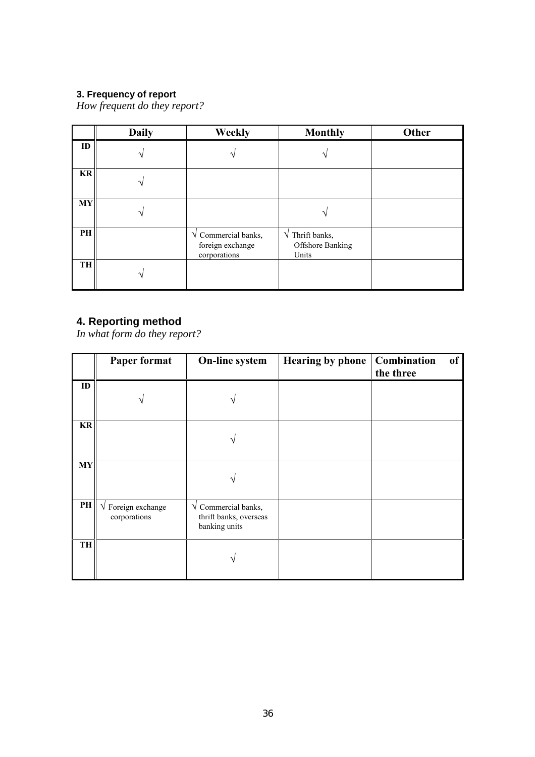### 3. Frequency of report

*How frequent do they report?*

| | Daily | Weekly | Monthly | Other |
|---|---|---|---|---|
| ID | √ | √ | √ | |
| KR | √ | | | |
| MY | √ | | √ | |
| PH | | √ Commercial banks, foreign exchange corporations | √ Thrift banks, Offshore Banking Units | |
| TH | √ | | | |

### 4. Reporting method

*In what form do they report?*

| | Paper format | On-line system | Hearing by phone | Combination of the three |
|---|---|---|---|---|
| ID | √ | √ | | |
| KR | | √ | | |
| MY | | √ | | |
| PH | √ Foreign exchange corporations | √ Commercial banks, thrift banks, overseas banking units | | |
| TH | | √ | | |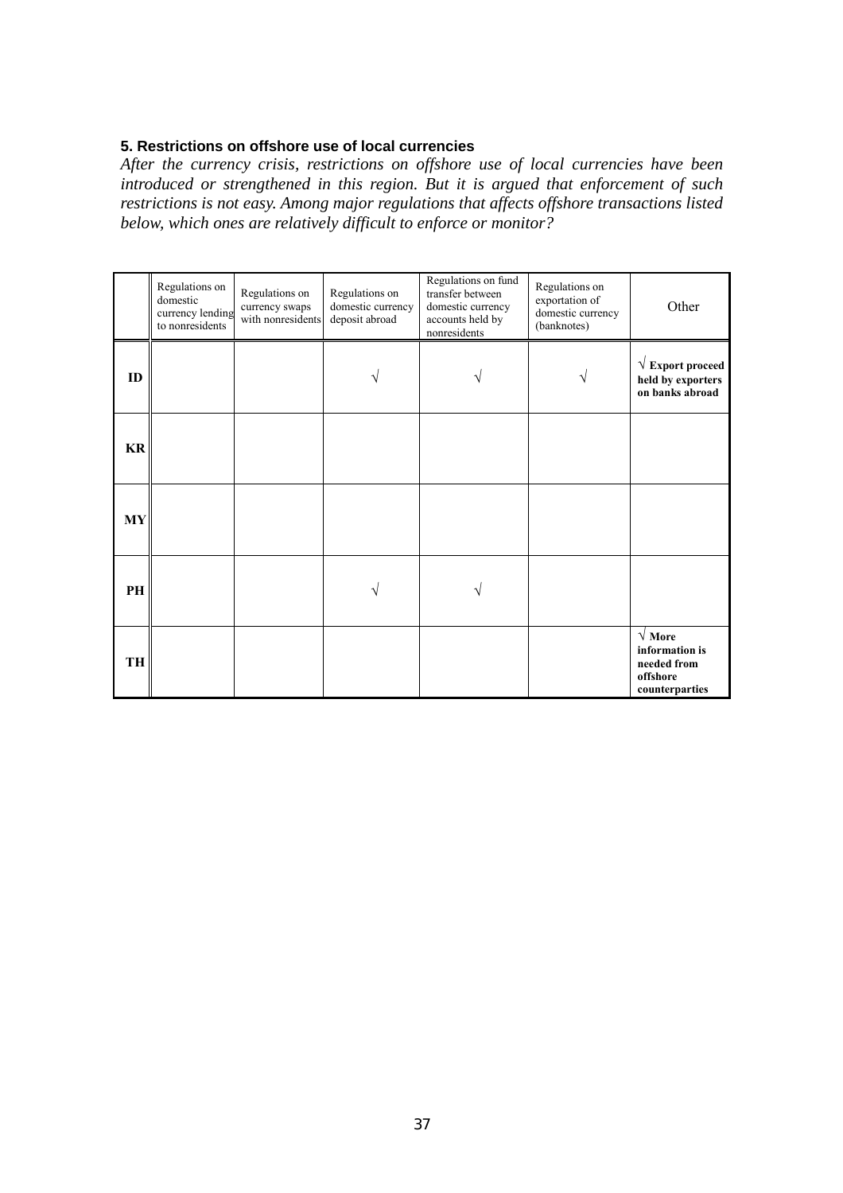### 5. Restrictions on offshore use of local currencies

*After the currency crisis, restrictions on offshore use of local currencies have been introduced or strengthened in this region. But it is argued that enforcement of such restrictions is not easy. Among major regulations that affects offshore transactions listed below, which ones are relatively difficult to enforce or monitor?*

| | Regulations on domestic currency lending to nonresidents | Regulations on currency swaps with nonresidents | Regulations on domestic currency deposit abroad | Regulations on fund transfer between domestic currency accounts held by nonresidents | Regulations on exportation of domestic currency (banknotes) | Other |
|---|---|---|---|---|---|---|
| **ID** | | | √ | √ | √ | √ **Export proceed held by exporters on banks abroad** |
| **KR** | | | | | | |
| **MY** | | | | | | |
| **PH** | | | √ | √ | | |
| **TH** | | | | | | √ **More information is needed from offshore counterparties** |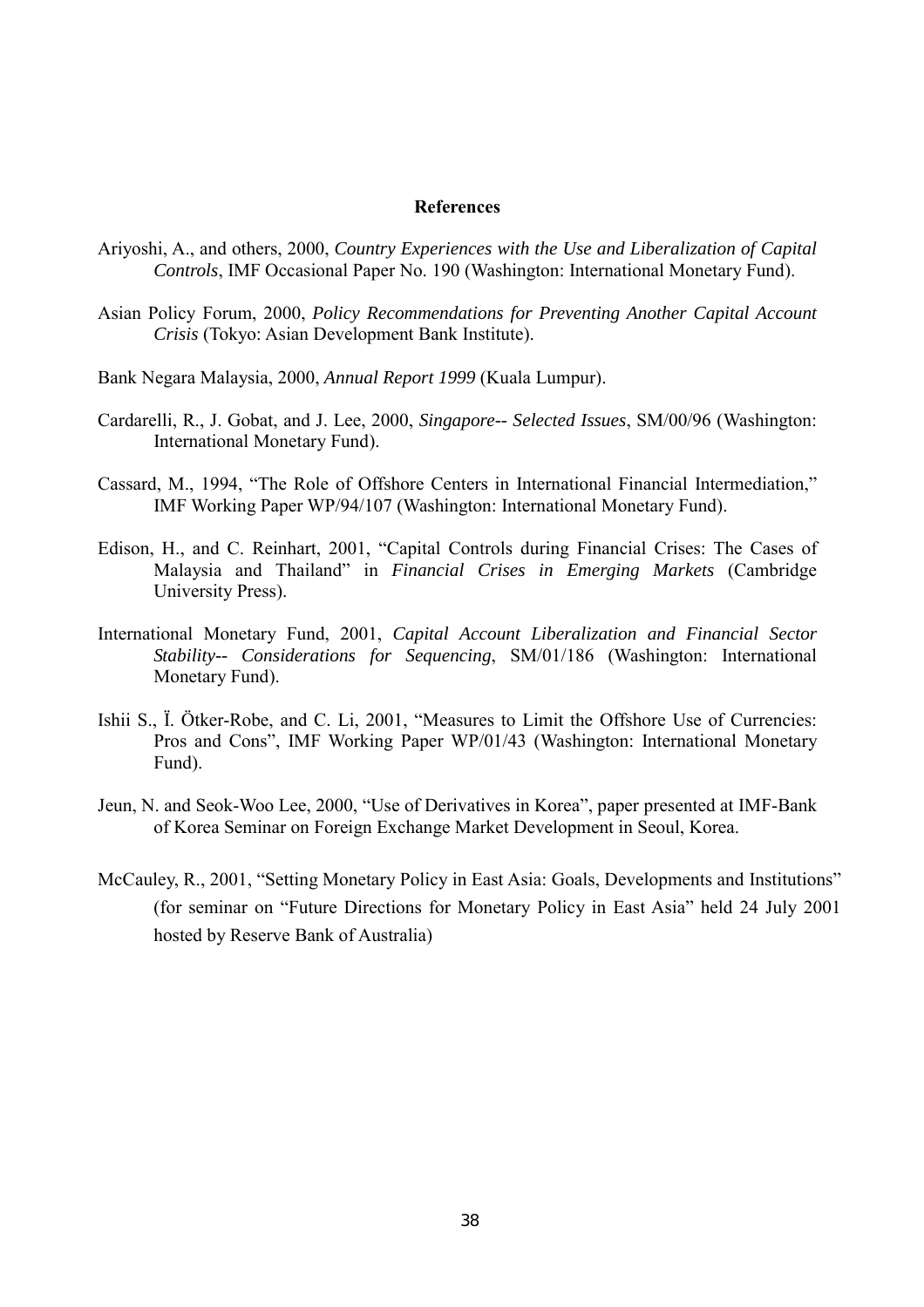## References

Ariyoshi, A., and others, 2000, *Country Experiences with the Use and Liberalization of Capital Controls*, IMF Occasional Paper No. 190 (Washington: International Monetary Fund).

Asian Policy Forum, 2000, *Policy Recommendations for Preventing Another Capital Account Crisis* (Tokyo: Asian Development Bank Institute).

Bank Negara Malaysia, 2000, *Annual Report 1999* (Kuala Lumpur).

Cardarelli, R., J. Gobat, and J. Lee, 2000, *Singapore-- Selected Issues*, SM/00/96 (Washington: International Monetary Fund).

Cassard, M., 1994, "The Role of Offshore Centers in International Financial Intermediation," IMF Working Paper WP/94/107 (Washington: International Monetary Fund).

Edison, H., and C. Reinhart, 2001, "Capital Controls during Financial Crises: The Cases of Malaysia and Thailand" in *Financial Crises in Emerging Markets* (Cambridge University Press).

International Monetary Fund, 2001, *Capital Account Liberalization and Financial Sector Stability-- Considerations for Sequencing*, SM/01/186 (Washington: International Monetary Fund).

Ishii S., Ï. Ötker-Robe, and C. Li, 2001, "Measures to Limit the Offshore Use of Currencies: Pros and Cons", IMF Working Paper WP/01/43 (Washington: International Monetary Fund).

Jeun, N. and Seok-Woo Lee, 2000, "Use of Derivatives in Korea", paper presented at IMF-Bank of Korea Seminar on Foreign Exchange Market Development in Seoul, Korea.

McCauley, R., 2001, "Setting Monetary Policy in East Asia: Goals, Developments and Institutions" (for seminar on "Future Directions for Monetary Policy in East Asia" held 24 July 2001 hosted by Reserve Bank of Australia)